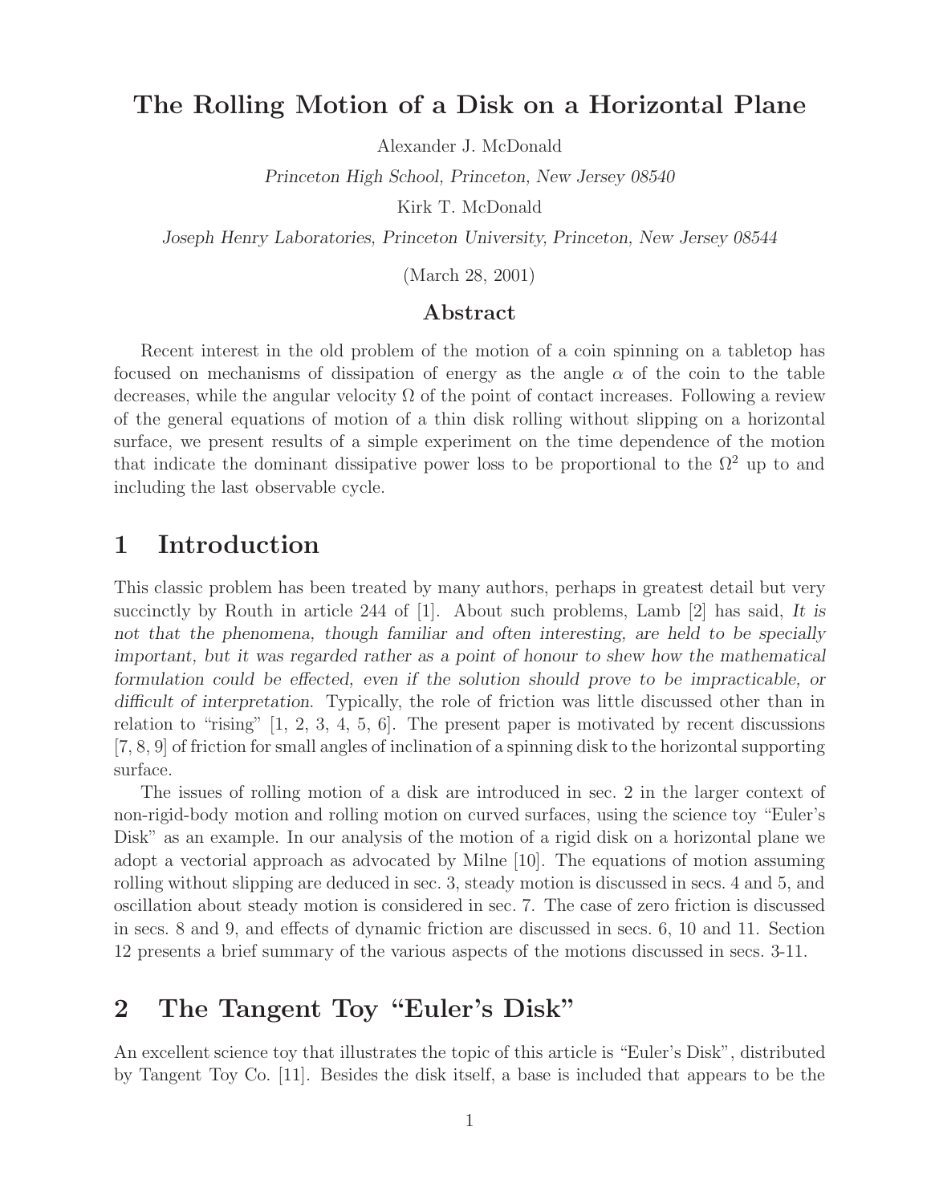# The Rolling Motion of a Disk on a Horizontal Plane

Alexander J. McDonald

*Princeton High School, Princeton, New Jersey 08540*

Kirk T. McDonald

*Joseph Henry Laboratories, Princeton University, Princeton, New Jersey 08544*

(March 28, 2001)

## Abstract

Recent interest in the old problem of the motion of a coin spinning on a tabletop has focused on mechanisms of dissipation of energy as the angle $\alpha$ of the coin to the table decreases, while the angular velocity $\Omega$ of the point of contact increases. Following a review of the general equations of motion of a thin disk rolling without slipping on a horizontal surface, we present results of a simple experiment on the time dependence of the motion that indicate the dominant dissipative power loss to be proportional to the $\Omega^2$ up to and including the last observable cycle.

## 1 Introduction

This classic problem has been treated by many authors, perhaps in greatest detail but very succinctly by Routh in article 244 of [1]. About such problems, Lamb [2] has said, *It is not that the phenomena, though familiar and often interesting, are held to be specially important, but it was regarded rather as a point of honour to shew how the mathematical formulation could be effected, even if the solution should prove to be impracticable, or difficult of interpretation*. Typically, the role of friction was little discussed other than in relation to "rising" [1, 2, 3, 4, 5, 6]. The present paper is motivated by recent discussions [7, 8, 9] of friction for small angles of inclination of a spinning disk to the horizontal supporting surface.

The issues of rolling motion of a disk are introduced in sec. 2 in the larger context of non-rigid-body motion and rolling motion on curved surfaces, using the science toy "Euler's Disk" as an example. In our analysis of the motion of a rigid disk on a horizontal plane we adopt a vectorial approach as advocated by Milne [10]. The equations of motion assuming rolling without slipping are deduced in sec. 3, steady motion is discussed in secs. 4 and 5, and oscillation about steady motion is considered in sec. 7. The case of zero friction is discussed in secs. 8 and 9, and effects of dynamic friction are discussed in secs. 6, 10 and 11. Section 12 presents a brief summary of the various aspects of the motions discussed in secs. 3-11.

## 2 The Tangent Toy "Euler's Disk"

An excellent science toy that illustrates the topic of this article is "Euler's Disk", distributed by Tangent Toy Co. [11]. Besides the disk itself, a base is included that appears to be the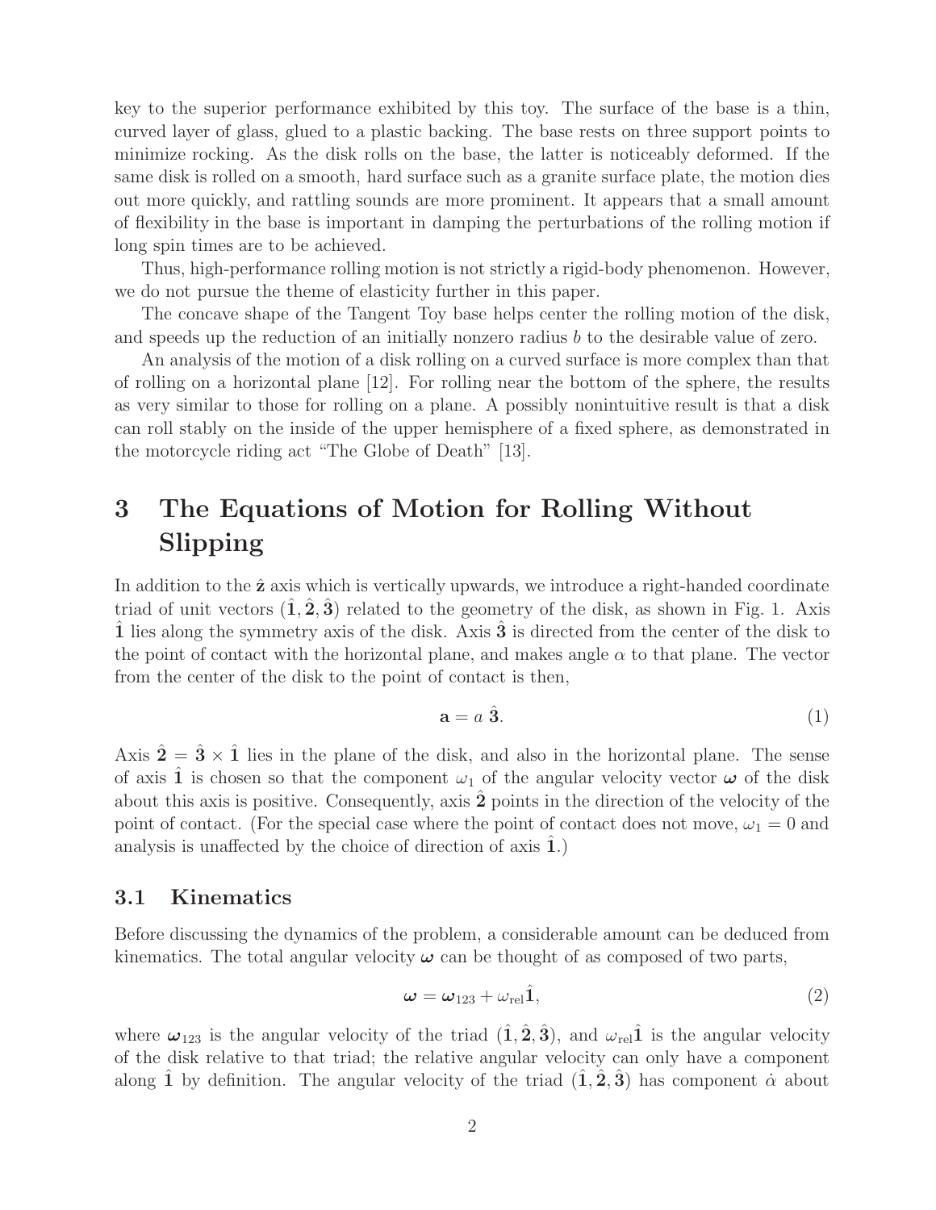key to the superior performance exhibited by this toy. The surface of the base is a thin, curved layer of glass, glued to a plastic backing. The base rests on three support points to minimize rocking. As the disk rolls on the base, the latter is noticeably deformed. If the same disk is rolled on a smooth, hard surface such as a granite surface plate, the motion dies out more quickly, and rattling sounds are more prominent. It appears that a small amount of flexibility in the base is important in damping the perturbations of the rolling motion if long spin times are to be achieved.

Thus, high-performance rolling motion is not strictly a rigid-body phenomenon. However, we do not pursue the theme of elasticity further in this paper.

The concave shape of the Tangent Toy base helps center the rolling motion of the disk, and speeds up the reduction of an initially nonzero radius $b$ to the desirable value of zero.

An analysis of the motion of a disk rolling on a curved surface is more complex than that of rolling on a horizontal plane [12]. For rolling near the bottom of the sphere, the results as very similar to those for rolling on a plane. A possibly nonintuitive result is that a disk can roll stably on the inside of the upper hemisphere of a fixed sphere, as demonstrated in the motorcycle riding act "The Globe of Death" [13].

# 3 The Equations of Motion for Rolling Without Slipping

In addition to the $\hat{\mathbf{z}}$ axis which is vertically upwards, we introduce a right-handed coordinate triad of unit vectors $(\hat{\mathbf{1}}, \hat{\mathbf{2}}, \hat{\mathbf{3}})$ related to the geometry of the disk, as shown in Fig. 1. Axis $\hat{\mathbf{1}}$ lies along the symmetry axis of the disk. Axis $\hat{\mathbf{3}}$ is directed from the center of the disk to the point of contact with the horizontal plane, and makes angle $\alpha$ to that plane. The vector from the center of the disk to the point of contact is then,

$$\mathbf{a} = a\ \hat{\mathbf{3}}. \tag{1}$$

Axis $\hat{\mathbf{2}} = \hat{\mathbf{3}} \times \hat{\mathbf{1}}$ lies in the plane of the disk, and also in the horizontal plane. The sense of axis $\hat{\mathbf{1}}$ is chosen so that the component $\omega_1$ of the angular velocity vector $\boldsymbol{\omega}$ of the disk about this axis is positive. Consequently, axis $\hat{\mathbf{2}}$ points in the direction of the velocity of the point of contact. (For the special case where the point of contact does not move, $\omega_1 = 0$ and analysis is unaffected by the choice of direction of axis $\hat{\mathbf{1}}$.)

## 3.1 Kinematics

Before discussing the dynamics of the problem, a considerable amount can be deduced from kinematics. The total angular velocity $\boldsymbol{\omega}$ can be thought of as composed of two parts,

$$\boldsymbol{\omega} = \boldsymbol{\omega}_{123} + \omega_{\text{rel}}\hat{\mathbf{1}}, \tag{2}$$

where $\boldsymbol{\omega}_{123}$ is the angular velocity of the triad $(\hat{\mathbf{1}}, \hat{\mathbf{2}}, \hat{\mathbf{3}})$, and $\omega_{\text{rel}}\hat{\mathbf{1}}$ is the angular velocity of the disk relative to that triad; the relative angular velocity can only have a component along $\hat{\mathbf{1}}$ by definition. The angular velocity of the triad $(\hat{\mathbf{1}}, \hat{\mathbf{2}}, \hat{\mathbf{3}})$ has component $\dot{\alpha}$ about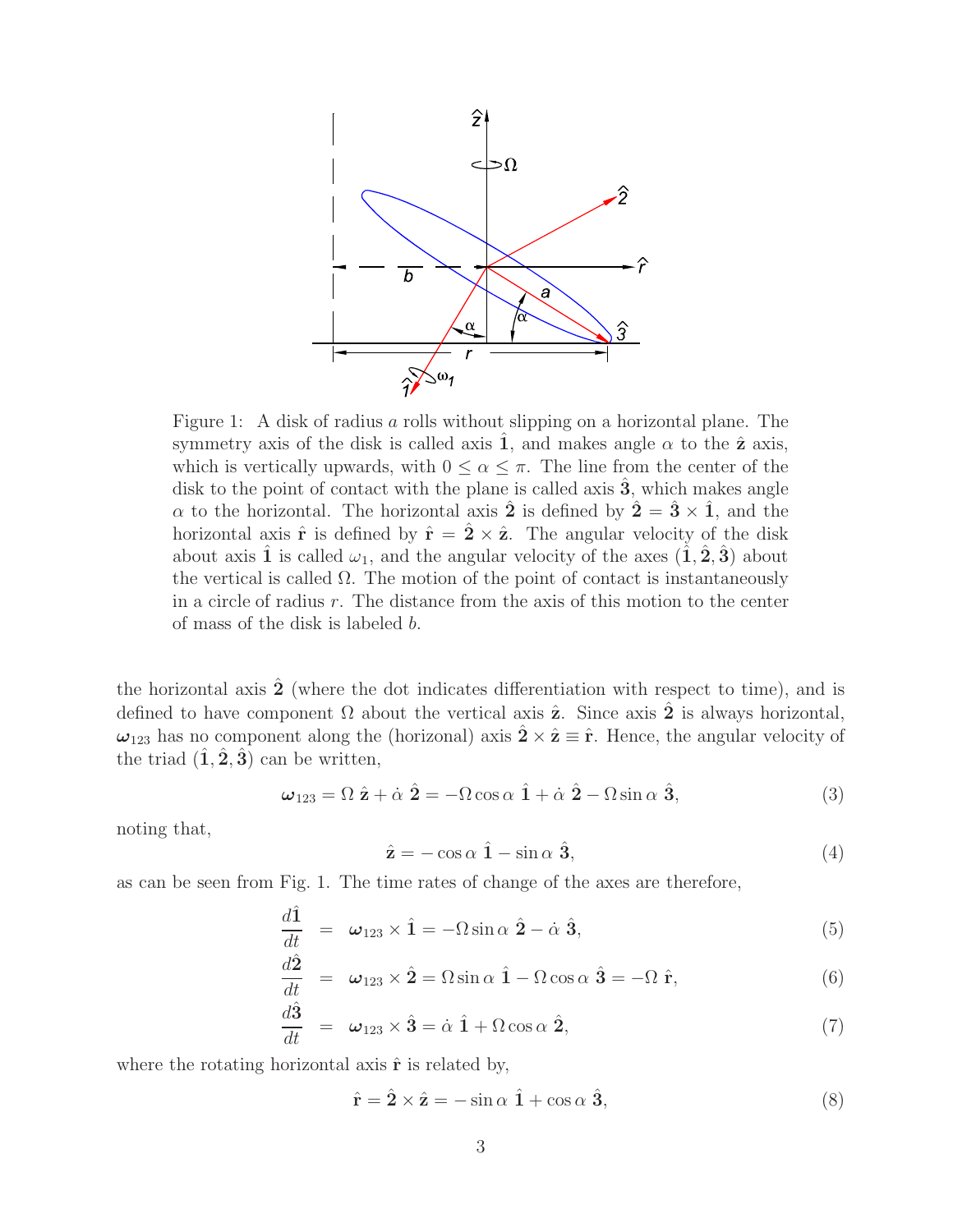Figure 1: A disk of radius $a$ rolls without slipping on a horizontal plane. The symmetry axis of the disk is called axis $\hat{\mathbf{1}}$, and makes angle $\alpha$ to the $\hat{\mathbf{z}}$ axis, which is vertically upwards, with $0 \le \alpha \le \pi$. The line from the center of the disk to the point of contact with the plane is called axis $\hat{\mathbf{3}}$, which makes angle $\alpha$ to the horizontal. The horizontal axis $\hat{\mathbf{2}}$ is defined by $\hat{\mathbf{2}} = \hat{\mathbf{3}} \times \hat{\mathbf{1}}$, and the horizontal axis $\hat{\mathbf{r}}$ is defined by $\hat{\mathbf{r}} = \hat{\mathbf{2}} \times \hat{\mathbf{z}}$. The angular velocity of the disk about axis $\hat{\mathbf{1}}$ is called $\omega_1$, and the angular velocity of the axes $(\hat{\mathbf{1}}, \hat{\mathbf{2}}, \hat{\mathbf{3}})$ about the vertical is called $\Omega$. The motion of the point of contact is instantaneously in a circle of radius $r$. The distance from the axis of this motion to the center of mass of the disk is labeled $b$.

the horizontal axis $\hat{\mathbf{2}}$ (where the dot indicates differentiation with respect to time), and is defined to have component $\Omega$ about the vertical axis $\hat{\mathbf{z}}$. Since axis $\hat{\mathbf{2}}$ is always horizontal, $\boldsymbol{\omega}_{123}$ has no component along the (horizonal) axis $\hat{\mathbf{2}} \times \hat{\mathbf{z}} \equiv \hat{\mathbf{r}}$. Hence, the angular velocity of the triad $(\hat{\mathbf{1}}, \hat{\mathbf{2}}, \hat{\mathbf{3}})$ can be written,

$$\boldsymbol{\omega}_{123} = \Omega \ \hat{\mathbf{z}} + \dot{\alpha} \ \hat{\mathbf{2}} = -\Omega \cos \alpha \ \hat{\mathbf{1}} + \dot{\alpha} \ \hat{\mathbf{2}} - \Omega \sin \alpha \ \hat{\mathbf{3}}, \tag{3}$$

noting that,

$$\hat{\mathbf{z}} = -\cos \alpha \ \hat{\mathbf{1}} - \sin \alpha \ \hat{\mathbf{3}}, \tag{4}$$

as can be seen from Fig. 1. The time rates of change of the axes are therefore,

$$\frac{d\hat{\mathbf{1}}}{dt} = \boldsymbol{\omega}_{123} \times \hat{\mathbf{1}} = -\Omega \sin \alpha \ \hat{\mathbf{2}} - \dot{\alpha} \ \hat{\mathbf{3}}, \tag{5}$$

$$\frac{d\hat{\mathbf{2}}}{dt} = \boldsymbol{\omega}_{123} \times \hat{\mathbf{2}} = \Omega \sin \alpha \ \hat{\mathbf{1}} - \Omega \cos \alpha \ \hat{\mathbf{3}} = -\Omega \ \hat{\mathbf{r}}, \tag{6}$$

$$\frac{d\hat{\mathbf{3}}}{dt} = \boldsymbol{\omega}_{123} \times \hat{\mathbf{3}} = \dot{\alpha} \ \hat{\mathbf{1}} + \Omega \cos \alpha \ \hat{\mathbf{2}}, \tag{7}$$

where the rotating horizontal axis $\hat{\mathbf{r}}$ is related by,

$$\hat{\mathbf{r}} = \hat{\mathbf{2}} \times \hat{\mathbf{z}} = -\sin \alpha \ \hat{\mathbf{1}} + \cos \alpha \ \hat{\mathbf{3}}, \tag{8}$$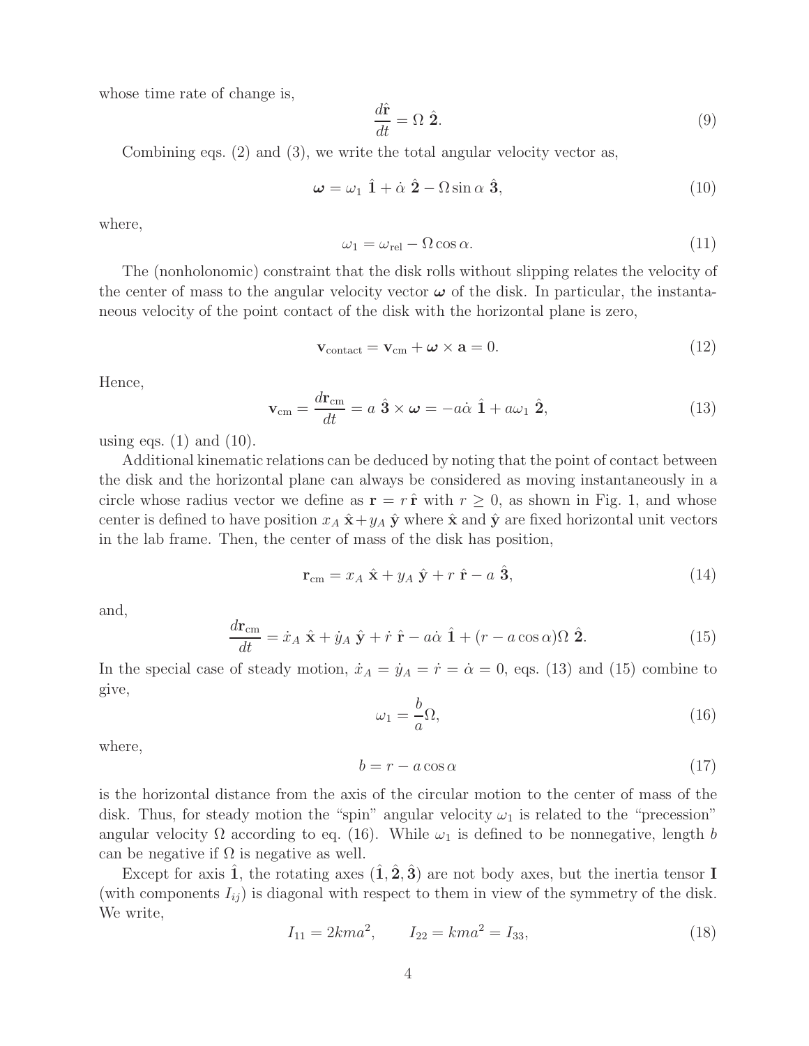whose time rate of change is,

$$\frac{d\hat{\mathbf{r}}}{dt} = \Omega\ \hat{\mathbf{2}}. \tag{9}$$

Combining eqs. (2) and (3), we write the total angular velocity vector as,

$$\boldsymbol{\omega} = \omega_1\ \hat{\mathbf{1}} + \dot{\alpha}\ \hat{\mathbf{2}} - \Omega \sin\alpha\ \hat{\mathbf{3}}, \tag{10}$$

where,

$$\omega_1 = \omega_{\rm rel} - \Omega\cos\alpha. \tag{11}$$

The (nonholonomic) constraint that the disk rolls without slipping relates the velocity of the center of mass to the angular velocity vector $\boldsymbol{\omega}$ of the disk. In particular, the instantaneous velocity of the point contact of the disk with the horizontal plane is zero,

$$\mathbf{v}_{\rm contact} = \mathbf{v}_{\rm cm} + \boldsymbol{\omega} \times \mathbf{a} = 0. \tag{12}$$

Hence,

$$\mathbf{v}_{\rm cm} = \frac{d\mathbf{r}_{\rm cm}}{dt} = a\ \hat{\mathbf{3}} \times \boldsymbol{\omega} = -a\dot{\alpha}\ \hat{\mathbf{1}} + a\omega_1\ \hat{\mathbf{2}}, \tag{13}$$

using eqs. (1) and (10).

Additional kinematic relations can be deduced by noting that the point of contact between the disk and the horizontal plane can always be considered as moving instantaneously in a circle whose radius vector we define as $\mathbf{r} = r\,\hat{\mathbf{r}}$ with $r \geq 0$, as shown in Fig. 1, and whose center is defined to have position $x_A\ \hat{\mathbf{x}} + y_A\ \hat{\mathbf{y}}$ where $\hat{\mathbf{x}}$ and $\hat{\mathbf{y}}$ are fixed horizontal unit vectors in the lab frame. Then, the center of mass of the disk has position,

$$\mathbf{r}_{\rm cm} = x_A\ \hat{\mathbf{x}} + y_A\ \hat{\mathbf{y}} + r\ \hat{\mathbf{r}} - a\ \hat{\mathbf{3}}, \tag{14}$$

and,

$$\frac{d\mathbf{r}_{\rm cm}}{dt} = \dot{x}_A\ \hat{\mathbf{x}} + \dot{y}_A\ \hat{\mathbf{y}} + \dot{r}\ \hat{\mathbf{r}} - a\dot{\alpha}\ \hat{\mathbf{1}} + (r - a\cos\alpha)\Omega\ \hat{\mathbf{2}}. \tag{15}$$

In the special case of steady motion, $\dot{x}_A = \dot{y}_A = \dot{r} = \dot{\alpha} = 0$, eqs. (13) and (15) combine to give,

$$\omega_1 = \frac{b}{a}\Omega, \tag{16}$$

where,

$$b = r - a\cos\alpha \tag{17}$$

is the horizontal distance from the axis of the circular motion to the center of mass of the disk. Thus, for steady motion the "spin" angular velocity $\omega_1$ is related to the "precession" angular velocity $\Omega$ according to eq. (16). While $\omega_1$ is defined to be nonnegative, length $b$ can be negative if $\Omega$ is negative as well.

Except for axis $\hat{\mathbf{1}}$, the rotating axes $(\hat{\mathbf{1}}, \hat{\mathbf{2}}, \hat{\mathbf{3}})$ are not body axes, but the inertia tensor $\mathbf{I}$ (with components $I_{ij}$) is diagonal with respect to them in view of the symmetry of the disk. We write,

$$I_{11} = 2kma^2, \qquad I_{22} = kma^2 = I_{33}, \tag{18}$$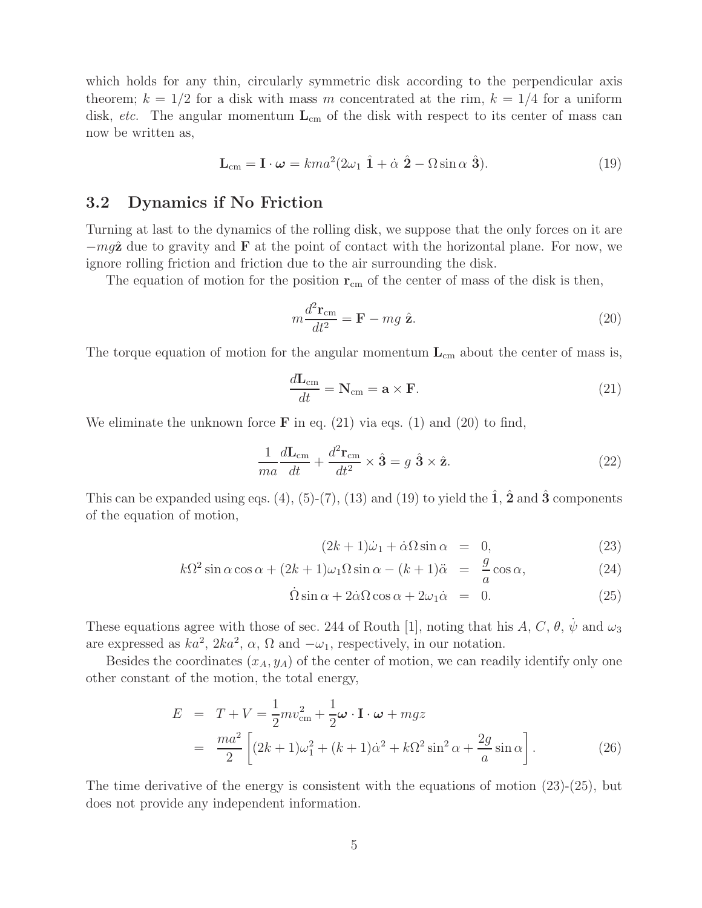which holds for any thin, circularly symmetric disk according to the perpendicular axis theorem; $k = 1/2$ for a disk with mass $m$ concentrated at the rim, $k = 1/4$ for a uniform disk, *etc.* The angular momentum $\mathbf{L}_{\rm cm}$ of the disk with respect to its center of mass can now be written as,

$$\mathbf{L}_{\rm cm} = \mathbf{I} \cdot \boldsymbol{\omega} = kma^2(2\omega_1 \; \hat{\mathbf{1}} + \dot{\alpha} \; \hat{\mathbf{2}} - \Omega \sin\alpha \; \hat{\mathbf{3}}). \tag{19}$$

## 3.2 Dynamics if No Friction

Turning at last to the dynamics of the rolling disk, we suppose that the only forces on it are $-mg\hat{\mathbf{z}}$ due to gravity and $\mathbf{F}$ at the point of contact with the horizontal plane. For now, we ignore rolling friction and friction due to the air surrounding the disk.

The equation of motion for the position $\mathbf{r}_{\rm cm}$ of the center of mass of the disk is then,

$$m\frac{d^2\mathbf{r}_{\rm cm}}{dt^2} = \mathbf{F} - mg \; \hat{\mathbf{z}}. \tag{20}$$

The torque equation of motion for the angular momentum $\mathbf{L}_{\rm cm}$ about the center of mass is,

$$\frac{d\mathbf{L}_{\rm cm}}{dt} = \mathbf{N}_{\rm cm} = \mathbf{a} \times \mathbf{F}. \tag{21}$$

We eliminate the unknown force $\mathbf{F}$ in eq. (21) via eqs. (1) and (20) to find,

$$\frac{1}{ma}\frac{d\mathbf{L}_{\rm cm}}{dt} + \frac{d^2\mathbf{r}_{\rm cm}}{dt^2} \times \hat{\mathbf{3}} = g \; \hat{\mathbf{3}} \times \hat{\mathbf{z}}. \tag{22}$$

This can be expanded using eqs. (4), (5)-(7), (13) and (19) to yield the $\hat{\mathbf{1}}$, $\hat{\mathbf{2}}$ and $\hat{\mathbf{3}}$ components of the equation of motion,

$$(2k+1)\dot{\omega}_1 + \dot{\alpha}\Omega\sin\alpha = 0, \tag{23}$$

$$k\Omega^2 \sin\alpha\cos\alpha + (2k+1)\omega_1\Omega\sin\alpha - (k+1)\ddot{\alpha} = \frac{g}{a}\cos\alpha, \tag{24}$$

$$\dot{\Omega}\sin\alpha + 2\dot{\alpha}\Omega\cos\alpha + 2\omega_1\dot{\alpha} = 0. \tag{25}$$

These equations agree with those of sec. 244 of Routh [1], noting that his $A$, $C$, $\theta$, $\dot{\psi}$ and $\omega_3$ are expressed as $ka^2$, $2ka^2$, $\alpha$, $\Omega$ and $-\omega_1$, respectively, in our notation.

Besides the coordinates $(x_A, y_A)$ of the center of motion, we can readily identify only one other constant of the motion, the total energy,

$$\begin{aligned} E &= T + V = \frac{1}{2}mv_{\rm cm}^2 + \frac{1}{2}\boldsymbol{\omega}\cdot\mathbf{I}\cdot\boldsymbol{\omega} + mgz \\ &= \frac{ma^2}{2}\left[(2k+1)\omega_1^2 + (k+1)\dot{\alpha}^2 + k\Omega^2\sin^2\alpha + \frac{2g}{a}\sin\alpha\right]. \end{aligned} \tag{26}$$

The time derivative of the energy is consistent with the equations of motion (23)-(25), but does not provide any independent information.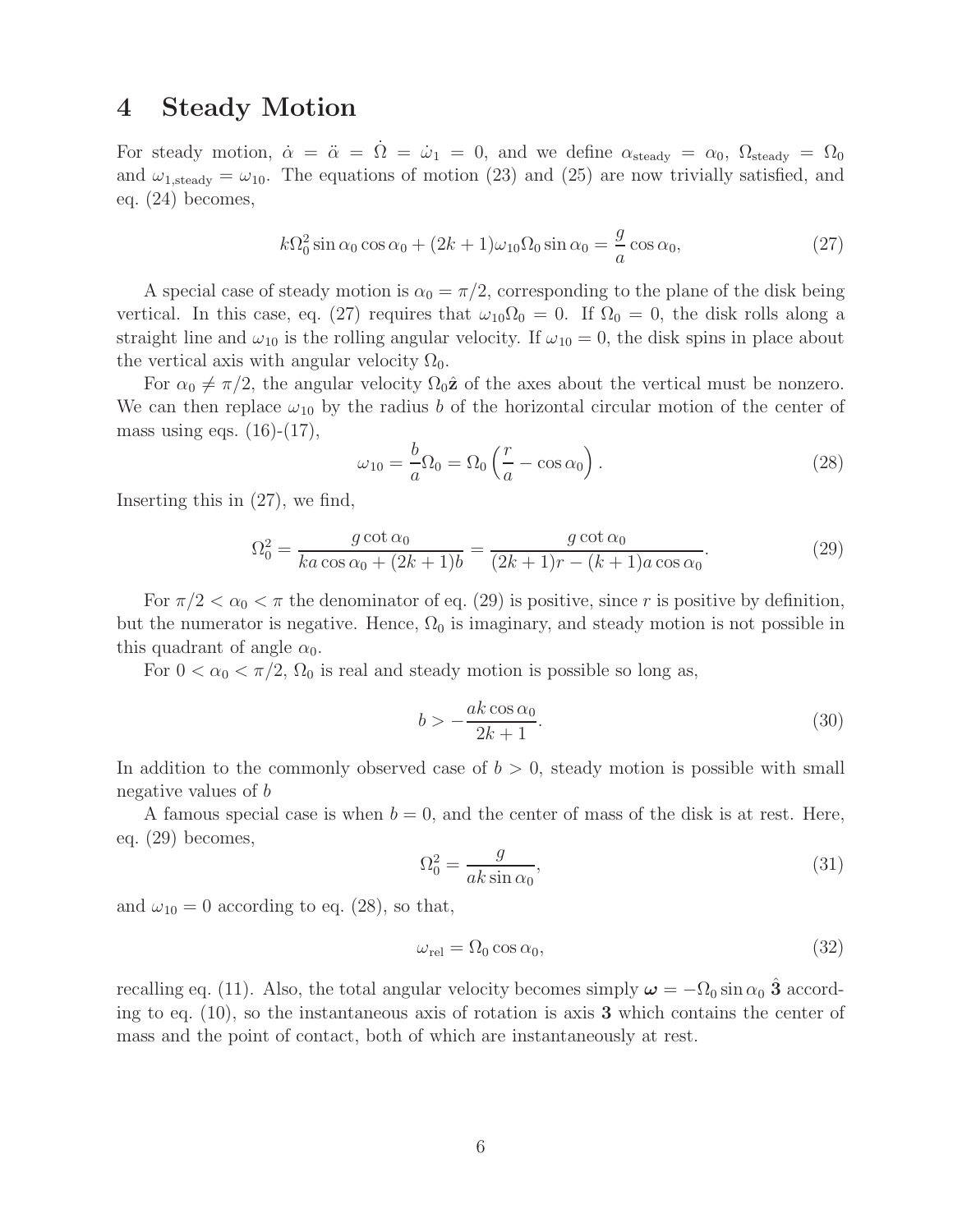# 4 Steady Motion

For steady motion, $\dot{\alpha} = \ddot{\alpha} = \dot{\Omega} = \dot{\omega}_1 = 0$, and we define $\alpha_{\rm steady} = \alpha_0$, $\Omega_{\rm steady} = \Omega_0$ and $\omega_{1,\rm steady} = \omega_{10}$. The equations of motion (23) and (25) are now trivially satisfied, and eq. (24) becomes,

$$k\Omega_0^2 \sin\alpha_0 \cos\alpha_0 + (2k+1)\omega_{10}\Omega_0 \sin\alpha_0 = \frac{g}{a}\cos\alpha_0, \tag{27}$$

A special case of steady motion is $\alpha_0 = \pi/2$, corresponding to the plane of the disk being vertical. In this case, eq. (27) requires that $\omega_{10}\Omega_0 = 0$. If $\Omega_0 = 0$, the disk rolls along a straight line and $\omega_{10}$ is the rolling angular velocity. If $\omega_{10} = 0$, the disk spins in place about the vertical axis with angular velocity $\Omega_0$.

For $\alpha_0 \neq \pi/2$, the angular velocity $\Omega_0\hat{\mathbf{z}}$ of the axes about the vertical must be nonzero. We can then replace $\omega_{10}$ by the radius $b$ of the horizontal circular motion of the center of mass using eqs. (16)-(17),

$$\omega_{10} = \frac{b}{a}\Omega_0 = \Omega_0\left(\frac{r}{a} - \cos\alpha_0\right). \tag{28}$$

Inserting this in (27), we find,

$$\Omega_0^2 = \frac{g\cot\alpha_0}{ka\cos\alpha_0 + (2k+1)b} = \frac{g\cot\alpha_0}{(2k+1)r - (k+1)a\cos\alpha_0}. \tag{29}$$

For $\pi/2 < \alpha_0 < \pi$ the denominator of eq. (29) is positive, since $r$ is positive by definition, but the numerator is negative. Hence, $\Omega_0$ is imaginary, and steady motion is not possible in this quadrant of angle $\alpha_0$.

For $0 < \alpha_0 < \pi/2$, $\Omega_0$ is real and steady motion is possible so long as,

$$b > -\frac{ak\cos\alpha_0}{2k+1}. \tag{30}$$

In addition to the commonly observed case of $b > 0$, steady motion is possible with small negative values of $b$

A famous special case is when $b = 0$, and the center of mass of the disk is at rest. Here, eq. (29) becomes,

$$\Omega_0^2 = \frac{g}{ak\sin\alpha_0}, \tag{31}$$

and $\omega_{10} = 0$ according to eq. (28), so that,

$$\omega_{\rm rel} = \Omega_0\cos\alpha_0, \tag{32}$$

recalling eq. (11). Also, the total angular velocity becomes simply $\boldsymbol{\omega} = -\Omega_0 \sin\alpha_0\, \hat{\mathbf{3}}$ according to eq. (10), so the instantaneous axis of rotation is axis **3** which contains the center of mass and the point of contact, both of which are instantaneously at rest.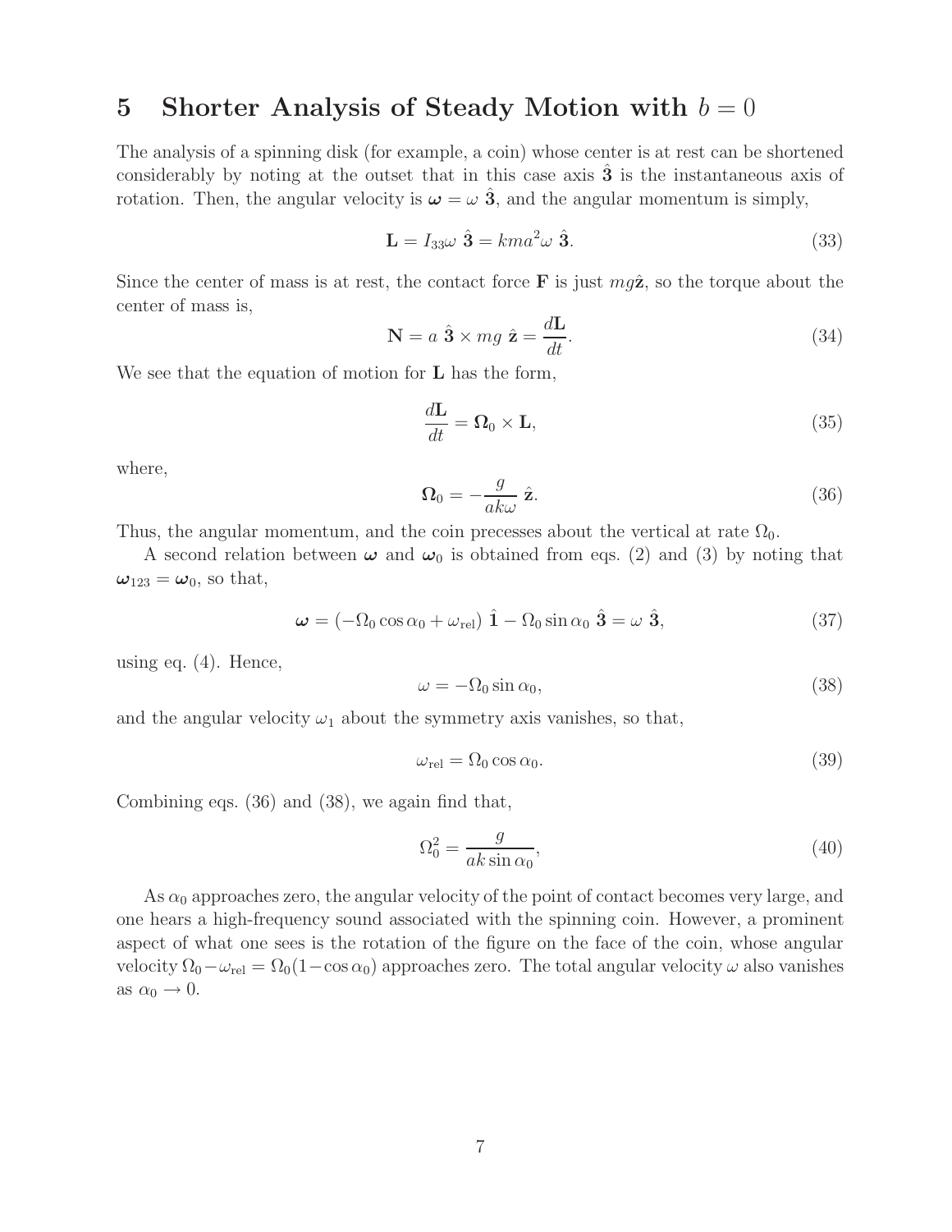## 5 Shorter Analysis of Steady Motion with $b = 0$

The analysis of a spinning disk (for example, a coin) whose center is at rest can be shortened considerably by noting at the outset that in this case axis $\hat{\mathbf{3}}$ is the instantaneous axis of rotation. Then, the angular velocity is $\boldsymbol{\omega} = \omega\ \hat{\mathbf{3}}$, and the angular momentum is simply,

$$\mathbf{L} = I_{33}\omega\ \hat{\mathbf{3}} = kma^2\omega\ \hat{\mathbf{3}}. \tag{33}$$

Since the center of mass is at rest, the contact force $\mathbf{F}$ is just $mg\hat{\mathbf{z}}$, so the torque about the center of mass is,

$$\mathbf{N} = a\ \hat{\mathbf{3}} \times mg\ \hat{\mathbf{z}} = \frac{d\mathbf{L}}{dt}. \tag{34}$$

We see that the equation of motion for $\mathbf{L}$ has the form,

$$\frac{d\mathbf{L}}{dt} = \boldsymbol{\Omega}_0 \times \mathbf{L}, \tag{35}$$

where,

$$\boldsymbol{\Omega}_0 = -\frac{g}{ak\omega}\ \hat{\mathbf{z}}. \tag{36}$$

Thus, the angular momentum, and the coin precesses about the vertical at rate $\Omega_0$.

A second relation between $\boldsymbol{\omega}$ and $\boldsymbol{\omega}_0$ is obtained from eqs. (2) and (3) by noting that $\boldsymbol{\omega}_{123} = \boldsymbol{\omega}_0$, so that,

$$\boldsymbol{\omega} = (-\Omega_0 \cos\alpha_0 + \omega_{\mathrm{rel}})\ \hat{\mathbf{1}} - \Omega_0 \sin\alpha_0\ \hat{\mathbf{3}} = \omega\ \hat{\mathbf{3}}, \tag{37}$$

using eq. (4). Hence,

$$\omega = -\Omega_0 \sin\alpha_0, \tag{38}$$

and the angular velocity $\omega_1$ about the symmetry axis vanishes, so that,

$$\omega_{\mathrm{rel}} = \Omega_0 \cos\alpha_0. \tag{39}$$

Combining eqs. (36) and (38), we again find that,

$$\Omega_0^2 = \frac{g}{ak\sin\alpha_0}, \tag{40}$$

As $\alpha_0$ approaches zero, the angular velocity of the point of contact becomes very large, and one hears a high-frequency sound associated with the spinning coin. However, a prominent aspect of what one sees is the rotation of the figure on the face of the coin, whose angular velocity $\Omega_0 - \omega_{\mathrm{rel}} = \Omega_0(1 - \cos\alpha_0)$ approaches zero. The total angular velocity $\omega$ also vanishes as $\alpha_0 \to 0$.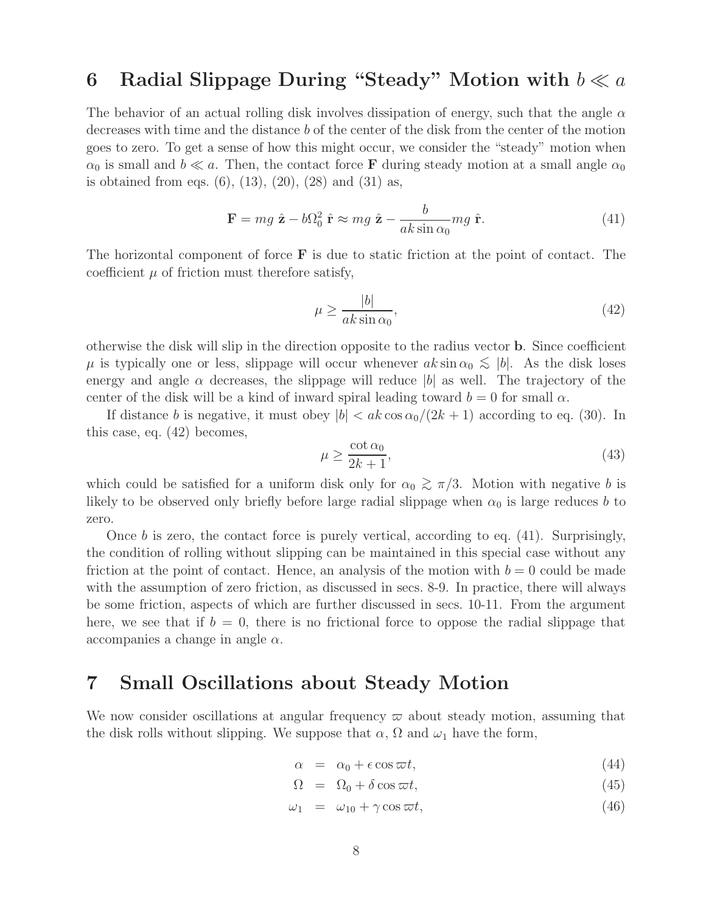## 6 Radial Slippage During "Steady" Motion with $b \ll a$

The behavior of an actual rolling disk involves dissipation of energy, such that the angle $\alpha$ decreases with time and the distance $b$ of the center of the disk from the center of the motion goes to zero. To get a sense of how this might occur, we consider the "steady" motion when $\alpha_0$ is small and $b \ll a$. Then, the contact force $\mathbf{F}$ during steady motion at a small angle $\alpha_0$ is obtained from eqs. (6), (13), (20), (28) and (31) as,

$$\mathbf{F} = mg\ \hat{\mathbf{z}} - b\Omega_0^2\ \hat{\mathbf{r}} \approx mg\ \hat{\mathbf{z}} - \frac{b}{ak\sin\alpha_0} mg\ \hat{\mathbf{r}}. \tag{41}$$

The horizontal component of force $\mathbf{F}$ is due to static friction at the point of contact. The coefficient $\mu$ of friction must therefore satisfy,

$$\mu \geq \frac{|b|}{ak\sin\alpha_0}, \tag{42}$$

otherwise the disk will slip in the direction opposite to the radius vector $\mathbf{b}$. Since coefficient $\mu$ is typically one or less, slippage will occur whenever $ak\sin\alpha_0 \lesssim |b|$. As the disk loses energy and angle $\alpha$ decreases, the slippage will reduce $|b|$ as well. The trajectory of the center of the disk will be a kind of inward spiral leading toward $b = 0$ for small $\alpha$.

If distance $b$ is negative, it must obey $|b| < ak\cos\alpha_0/(2k+1)$ according to eq. (30). In this case, eq. (42) becomes,

$$\mu \geq \frac{\cot\alpha_0}{2k+1}, \tag{43}$$

which could be satisfied for a uniform disk only for $\alpha_0 \gtrsim \pi/3$. Motion with negative $b$ is likely to be observed only briefly before large radial slippage when $\alpha_0$ is large reduces $b$ to zero.

Once $b$ is zero, the contact force is purely vertical, according to eq. (41). Surprisingly, the condition of rolling without slipping can be maintained in this special case without any friction at the point of contact. Hence, an analysis of the motion with $b = 0$ could be made with the assumption of zero friction, as discussed in secs. 8-9. In practice, there will always be some friction, aspects of which are further discussed in secs. 10-11. From the argument here, we see that if $b = 0$, there is no frictional force to oppose the radial slippage that accompanies a change in angle $\alpha$.

## 7 Small Oscillations about Steady Motion

We now consider oscillations at angular frequency $\varpi$ about steady motion, assuming that the disk rolls without slipping. We suppose that $\alpha$, $\Omega$ and $\omega_1$ have the form,

$$\alpha = \alpha_0 + \epsilon\cos\varpi t, \tag{44}$$

$$\Omega = \Omega_0 + \delta\cos\varpi t, \tag{45}$$

$$\omega_1 = \omega_{10} + \gamma\cos\varpi t, \tag{46}$$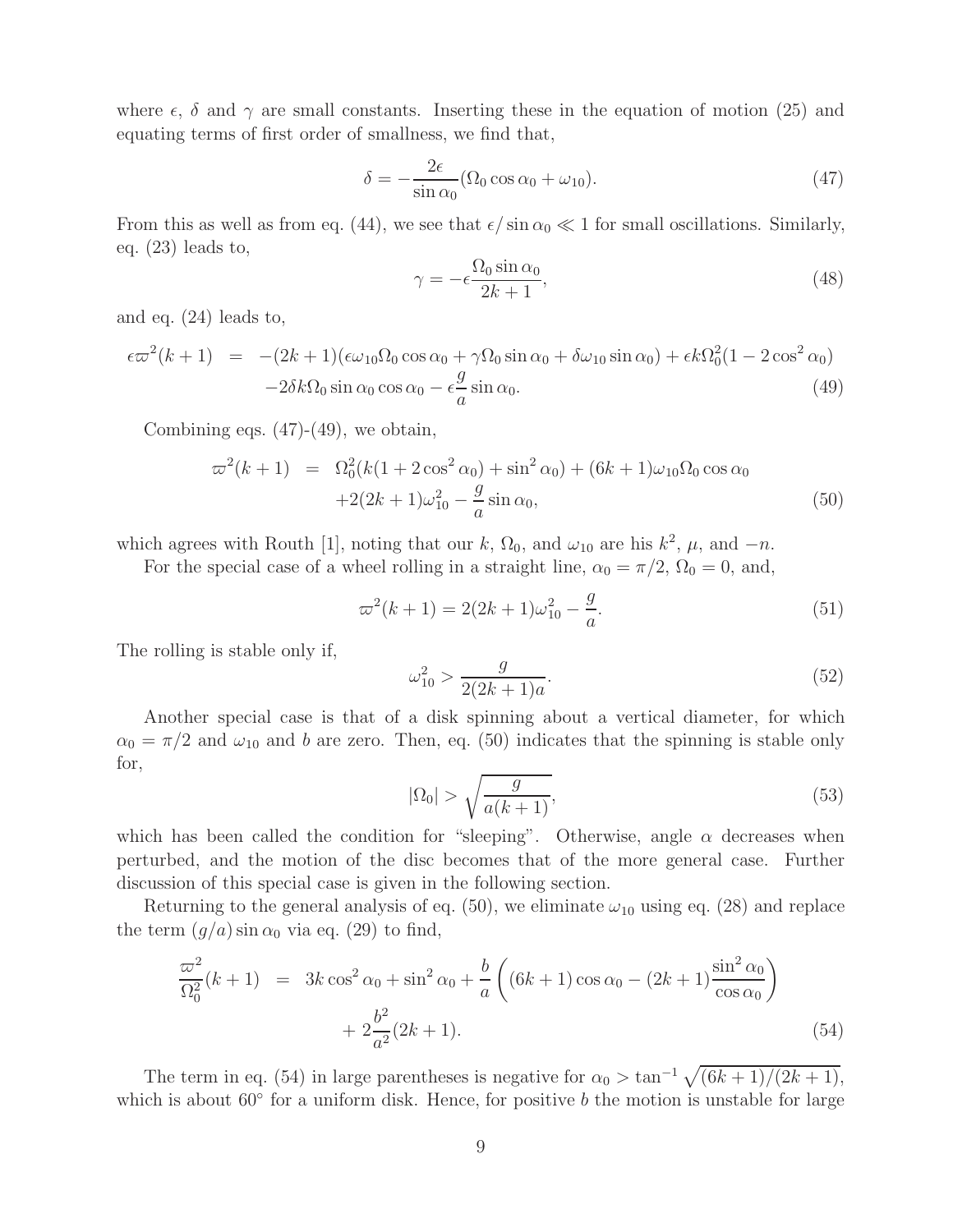where $\epsilon$, $\delta$ and $\gamma$ are small constants. Inserting these in the equation of motion (25) and equating terms of first order of smallness, we find that,

$$\delta = -\frac{2\epsilon}{\sin\alpha_0}(\Omega_0\cos\alpha_0 + \omega_{10}). \tag{47}$$

From this as well as from eq. (44), we see that $\epsilon/\sin\alpha_0 \ll 1$ for small oscillations. Similarly, eq. (23) leads to,

$$\gamma = -\epsilon\frac{\Omega_0\sin\alpha_0}{2k+1}, \tag{48}$$

and eq. (24) leads to,

$$\begin{aligned}\epsilon\varpi^2(k+1) &= -(2k+1)(\epsilon\omega_{10}\Omega_0\cos\alpha_0 + \gamma\Omega_0\sin\alpha_0 + \delta\omega_{10}\sin\alpha_0) + \epsilon k\Omega_0^2(1-2\cos^2\alpha_0)\\ &\quad -2\delta k\Omega_0\sin\alpha_0\cos\alpha_0 - \epsilon\frac{g}{a}\sin\alpha_0.\end{aligned} \tag{49}$$

Combining eqs. (47)-(49), we obtain,

$$\begin{aligned}\varpi^2(k+1) &= \Omega_0^2(k(1+2\cos^2\alpha_0)+\sin^2\alpha_0) + (6k+1)\omega_{10}\Omega_0\cos\alpha_0\\ &\quad +2(2k+1)\omega_{10}^2 - \frac{g}{a}\sin\alpha_0,\end{aligned} \tag{50}$$

which agrees with Routh [1], noting that our $k$, $\Omega_0$, and $\omega_{10}$ are his $k^2$, $\mu$, and $-n$.

For the special case of a wheel rolling in a straight line, $\alpha_0 = \pi/2$, $\Omega_0 = 0$, and,

$$\varpi^2(k+1) = 2(2k+1)\omega_{10}^2 - \frac{g}{a}. \tag{51}$$

The rolling is stable only if,

$$\omega_{10}^2 > \frac{g}{2(2k+1)a}. \tag{52}$$

Another special case is that of a disk spinning about a vertical diameter, for which $\alpha_0 = \pi/2$ and $\omega_{10}$ and $b$ are zero. Then, eq. (50) indicates that the spinning is stable only for,

$$|\Omega_0| > \sqrt{\frac{g}{a(k+1)}}, \tag{53}$$

which has been called the condition for "sleeping". Otherwise, angle $\alpha$ decreases when perturbed, and the motion of the disc becomes that of the more general case. Further discussion of this special case is given in the following section.

Returning to the general analysis of eq. (50), we eliminate $\omega_{10}$ using eq. (28) and replace the term $(g/a)\sin\alpha_0$ via eq. (29) to find,

$$\begin{aligned}\frac{\varpi^2}{\Omega_0^2}(k+1) &= 3k\cos^2\alpha_0 + \sin^2\alpha_0 + \frac{b}{a}\left((6k+1)\cos\alpha_0 - (2k+1)\frac{\sin^2\alpha_0}{\cos\alpha_0}\right)\\ &\quad + 2\frac{b^2}{a^2}(2k+1).\end{aligned} \tag{54}$$

The term in eq. (54) in large parentheses is negative for $\alpha_0 > \tan^{-1}\sqrt{(6k+1)/(2k+1)}$, which is about $60^\circ$ for a uniform disk. Hence, for positive $b$ the motion is unstable for large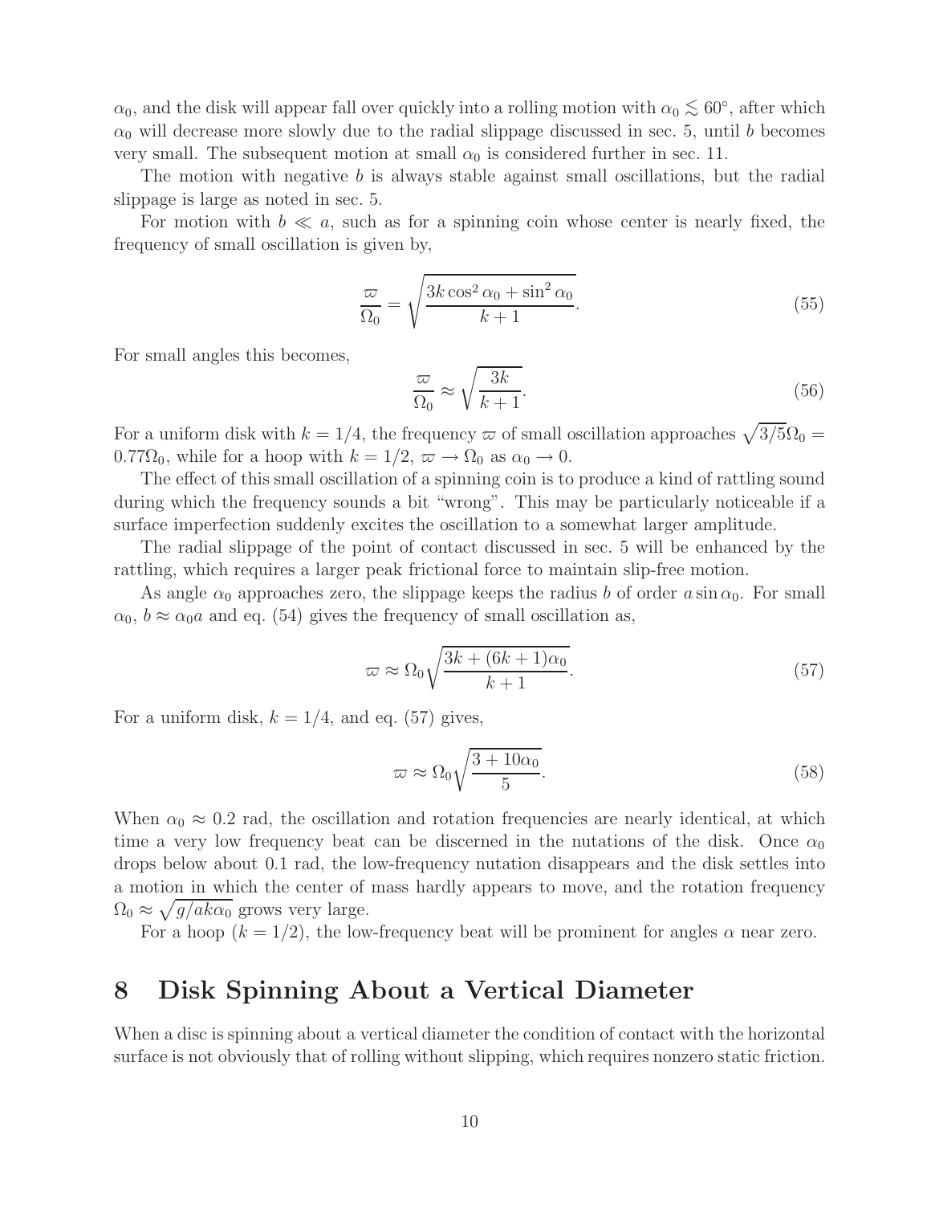$\alpha_0$, and the disk will appear fall over quickly into a rolling motion with $\alpha_0 \lesssim 60°$, after which $\alpha_0$ will decrease more slowly due to the radial slippage discussed in sec. 5, until $b$ becomes very small. The subsequent motion at small $\alpha_0$ is considered further in sec. 11.

The motion with negative $b$ is always stable against small oscillations, but the radial slippage is large as noted in sec. 5.

For motion with $b \ll a$, such as for a spinning coin whose center is nearly fixed, the frequency of small oscillation is given by,

$$\frac{\varpi}{\Omega_0} = \sqrt{\frac{3k\cos^2\alpha_0 + \sin^2\alpha_0}{k+1}}. \tag{55}$$

For small angles this becomes,

$$\frac{\varpi}{\Omega_0} \approx \sqrt{\frac{3k}{k+1}}. \tag{56}$$

For a uniform disk with $k = 1/4$, the frequency $\varpi$ of small oscillation approaches $\sqrt{3/5}\Omega_0 = 0.77\Omega_0$, while for a hoop with $k = 1/2$, $\varpi \to \Omega_0$ as $\alpha_0 \to 0$.

The effect of this small oscillation of a spinning coin is to produce a kind of rattling sound during which the frequency sounds a bit "wrong". This may be particularly noticeable if a surface imperfection suddenly excites the oscillation to a somewhat larger amplitude.

The radial slippage of the point of contact discussed in sec. 5 will be enhanced by the rattling, which requires a larger peak frictional force to maintain slip-free motion.

As angle $\alpha_0$ approaches zero, the slippage keeps the radius $b$ of order $a\sin\alpha_0$. For small $\alpha_0$, $b \approx \alpha_0 a$ and eq. (54) gives the frequency of small oscillation as,

$$\varpi \approx \Omega_0\sqrt{\frac{3k + (6k+1)\alpha_0}{k+1}}. \tag{57}$$

For a uniform disk, $k = 1/4$, and eq. (57) gives,

$$\varpi \approx \Omega_0\sqrt{\frac{3 + 10\alpha_0}{5}}. \tag{58}$$

When $\alpha_0 \approx 0.2$ rad, the oscillation and rotation frequencies are nearly identical, at which time a very low frequency beat can be discerned in the nutations of the disk. Once $\alpha_0$ drops below about 0.1 rad, the low-frequency nutation disappears and the disk settles into a motion in which the center of mass hardly appears to move, and the rotation frequency $\Omega_0 \approx \sqrt{g/ak\alpha_0}$ grows very large.

For a hoop ($k = 1/2$), the low-frequency beat will be prominent for angles $\alpha$ near zero.

# 8 Disk Spinning About a Vertical Diameter

When a disc is spinning about a vertical diameter the condition of contact with the horizontal surface is not obviously that of rolling without slipping, which requires nonzero static friction.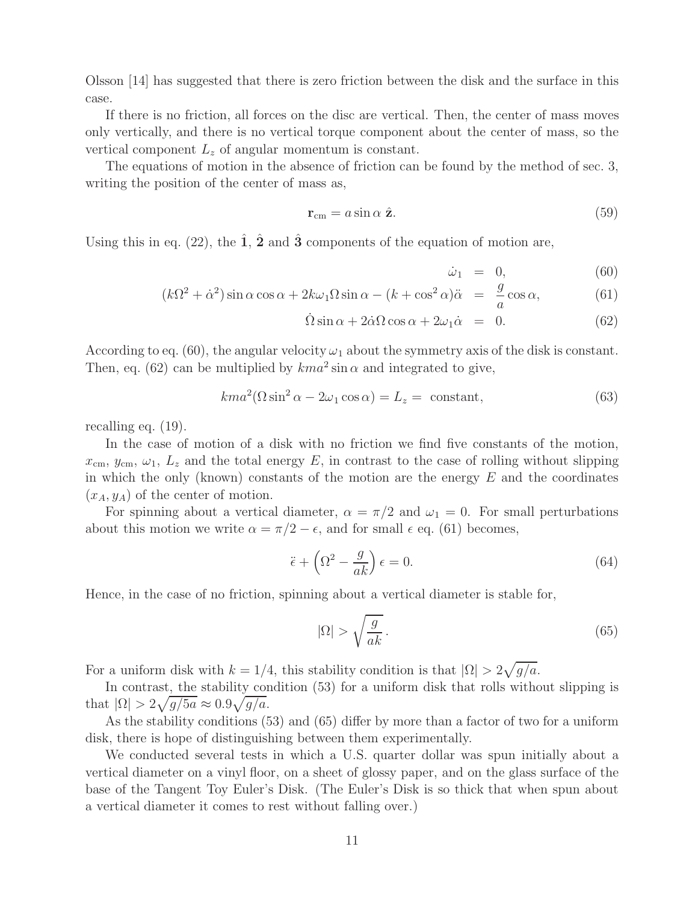Olsson [14] has suggested that there is zero friction between the disk and the surface in this case.

If there is no friction, all forces on the disc are vertical. Then, the center of mass moves only vertically, and there is no vertical torque component about the center of mass, so the vertical component $L_z$ of angular momentum is constant.

The equations of motion in the absence of friction can be found by the method of sec. 3, writing the position of the center of mass as,

$$\mathbf{r}_{\rm cm} = a \sin\alpha\ \hat{\mathbf{z}}. \tag{59}$$

Using this in eq. (22), the $\hat{\mathbf{1}}$, $\hat{\mathbf{2}}$ and $\hat{\mathbf{3}}$ components of the equation of motion are,

$$\dot{\omega}_1 = 0, \tag{60}$$

$$(k\Omega^2 + \dot{\alpha}^2)\sin\alpha\cos\alpha + 2k\omega_1\Omega\sin\alpha - (k + \cos^2\alpha)\ddot{\alpha} = \frac{g}{a}\cos\alpha, \tag{61}$$

$$\dot{\Omega}\sin\alpha + 2\dot{\alpha}\Omega\cos\alpha + 2\omega_1\dot{\alpha} = 0. \tag{62}$$

According to eq. (60), the angular velocity $\omega_1$ about the symmetry axis of the disk is constant. Then, eq. (62) can be multiplied by $kma^2\sin\alpha$ and integrated to give,

$$kma^2(\Omega\sin^2\alpha - 2\omega_1\cos\alpha) = L_z = \text{ constant}, \tag{63}$$

recalling eq. (19).

In the case of motion of a disk with no friction we find five constants of the motion, $x_{\rm cm}$, $y_{\rm cm}$, $\omega_1$, $L_z$ and the total energy $E$, in contrast to the case of rolling without slipping in which the only (known) constants of the motion are the energy $E$ and the coordinates $(x_A, y_A)$ of the center of motion.

For spinning about a vertical diameter, $\alpha = \pi/2$ and $\omega_1 = 0$. For small perturbations about this motion we write $\alpha = \pi/2 - \epsilon$, and for small $\epsilon$ eq. (61) becomes,

$$\ddot{\epsilon} + \left(\Omega^2 - \frac{g}{ak}\right)\epsilon = 0. \tag{64}$$

Hence, in the case of no friction, spinning about a vertical diameter is stable for,

$$|\Omega| > \sqrt{\frac{g}{ak}}\,. \tag{65}$$

For a uniform disk with $k = 1/4$, this stability condition is that $|\Omega| > 2\sqrt{g/a}$.

In contrast, the stability condition (53) for a uniform disk that rolls without slipping is that $|\Omega| > 2\sqrt{g/5a} \approx 0.9\sqrt{g/a}$.

As the stability conditions (53) and (65) differ by more than a factor of two for a uniform disk, there is hope of distinguishing between them experimentally.

We conducted several tests in which a U.S. quarter dollar was spun initially about a vertical diameter on a vinyl floor, on a sheet of glossy paper, and on the glass surface of the base of the Tangent Toy Euler's Disk. (The Euler's Disk is so thick that when spun about a vertical diameter it comes to rest without falling over.)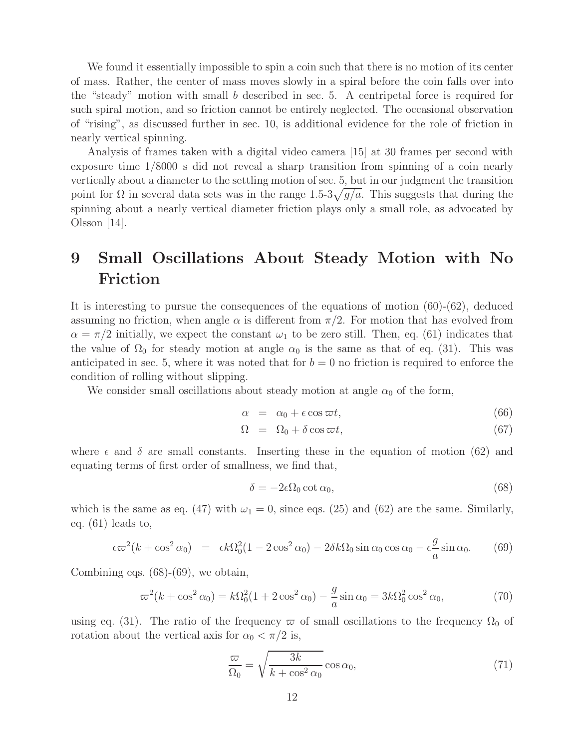We found it essentially impossible to spin a coin such that there is no motion of its center of mass. Rather, the center of mass moves slowly in a spiral before the coin falls over into the "steady" motion with small $b$ described in sec. 5. A centripetal force is required for such spiral motion, and so friction cannot be entirely neglected. The occasional observation of "rising", as discussed further in sec. 10, is additional evidence for the role of friction in nearly vertical spinning.

Analysis of frames taken with a digital video camera [15] at 30 frames per second with exposure time 1/8000 s did not reveal a sharp transition from spinning of a coin nearly vertically about a diameter to the settling motion of sec. 5, but in our judgment the transition point for $\Omega$ in several data sets was in the range 1.5-3$\sqrt{g/a}$. This suggests that during the spinning about a nearly vertical diameter friction plays only a small role, as advocated by Olsson [14].

# 9 Small Oscillations About Steady Motion with No Friction

It is interesting to pursue the consequences of the equations of motion (60)-(62), deduced assuming no friction, when angle $\alpha$ is different from $\pi/2$. For motion that has evolved from $\alpha = \pi/2$ initially, we expect the constant $\omega_1$ to be zero still. Then, eq. (61) indicates that the value of $\Omega_0$ for steady motion at angle $\alpha_0$ is the same as that of eq. (31). This was anticipated in sec. 5, where it was noted that for $b = 0$ no friction is required to enforce the condition of rolling without slipping.

We consider small oscillations about steady motion at angle $\alpha_0$ of the form,

$$\alpha = \alpha_0 + \epsilon \cos \varpi t, \tag{66}$$

$$\Omega = \Omega_0 + \delta \cos \varpi t, \tag{67}$$

where $\epsilon$ and $\delta$ are small constants. Inserting these in the equation of motion (62) and equating terms of first order of smallness, we find that,

$$\delta = -2\epsilon \Omega_0 \cot \alpha_0, \tag{68}$$

which is the same as eq. (47) with $\omega_1 = 0$, since eqs. (25) and (62) are the same. Similarly, eq. (61) leads to,

$$\epsilon \varpi^2 (k + \cos^2 \alpha_0) = \epsilon k \Omega_0^2 (1 - 2\cos^2 \alpha_0) - 2\delta k \Omega_0 \sin \alpha_0 \cos \alpha_0 - \epsilon \frac{g}{a} \sin \alpha_0. \tag{69}$$

Combining eqs. (68)-(69), we obtain,

$$\varpi^2 (k + \cos^2 \alpha_0) = k \Omega_0^2 (1 + 2\cos^2 \alpha_0) - \frac{g}{a} \sin \alpha_0 = 3k \Omega_0^2 \cos^2 \alpha_0, \tag{70}$$

using eq. (31). The ratio of the frequency $\varpi$ of small oscillations to the frequency $\Omega_0$ of rotation about the vertical axis for $\alpha_0 < \pi/2$ is,

$$\frac{\varpi}{\Omega_0} = \sqrt{\frac{3k}{k + \cos^2 \alpha_0}} \cos \alpha_0, \tag{71}$$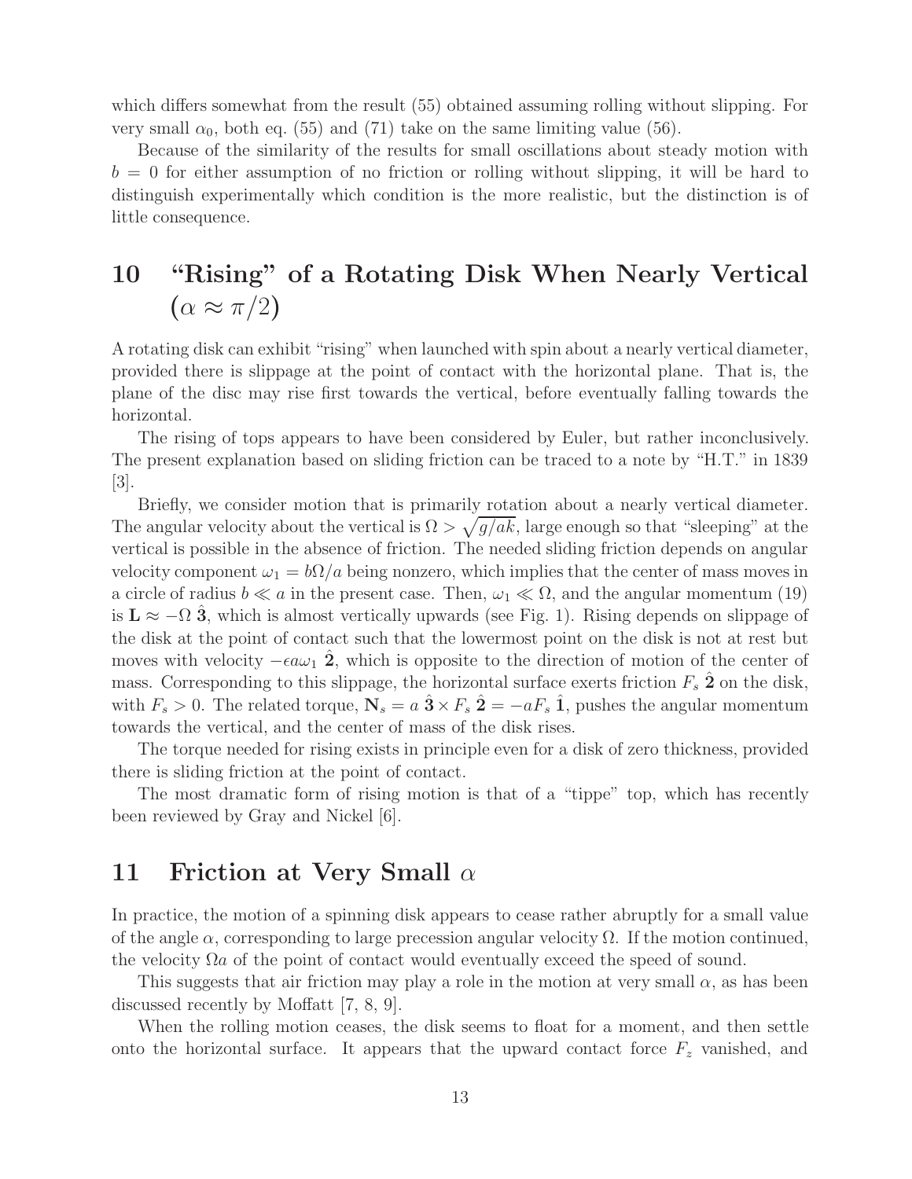which differs somewhat from the result (55) obtained assuming rolling without slipping. For very small $\alpha_0$, both eq. (55) and (71) take on the same limiting value (56).

Because of the similarity of the results for small oscillations about steady motion with $b = 0$ for either assumption of no friction or rolling without slipping, it will be hard to distinguish experimentally which condition is the more realistic, but the distinction is of little consequence.

# 10 "Rising" of a Rotating Disk When Nearly Vertical ($\alpha \approx \pi/2$)

A rotating disk can exhibit "rising" when launched with spin about a nearly vertical diameter, provided there is slippage at the point of contact with the horizontal plane. That is, the plane of the disc may rise first towards the vertical, before eventually falling towards the horizontal.

The rising of tops appears to have been considered by Euler, but rather inconclusively. The present explanation based on sliding friction can be traced to a note by "H.T." in 1839 [3].

Briefly, we consider motion that is primarily rotation about a nearly vertical diameter. The angular velocity about the vertical is $\Omega > \sqrt{g/ak}$, large enough so that "sleeping" at the vertical is possible in the absence of friction. The needed sliding friction depends on angular velocity component $\omega_1 = b\Omega/a$ being nonzero, which implies that the center of mass moves in a circle of radius $b \ll a$ in the present case. Then, $\omega_1 \ll \Omega$, and the angular momentum (19) is $\mathbf{L} \approx -\Omega\,\hat{\mathbf{3}}$, which is almost vertically upwards (see Fig. 1). Rising depends on slippage of the disk at the point of contact such that the lowermost point on the disk is not at rest but moves with velocity $-\epsilon a \omega_1\,\hat{\mathbf{2}}$, which is opposite to the direction of motion of the center of mass. Corresponding to this slippage, the horizontal surface exerts friction $F_s\,\hat{\mathbf{2}}$ on the disk, with $F_s > 0$. The related torque, $\mathbf{N}_s = a\,\hat{\mathbf{3}} \times F_s\,\hat{\mathbf{2}} = -aF_s\,\hat{\mathbf{1}}$, pushes the angular momentum towards the vertical, and the center of mass of the disk rises.

The torque needed for rising exists in principle even for a disk of zero thickness, provided there is sliding friction at the point of contact.

The most dramatic form of rising motion is that of a "tippe" top, which has recently been reviewed by Gray and Nickel [6].

# 11 Friction at Very Small $\alpha$

In practice, the motion of a spinning disk appears to cease rather abruptly for a small value of the angle $\alpha$, corresponding to large precession angular velocity $\Omega$. If the motion continued, the velocity $\Omega a$ of the point of contact would eventually exceed the speed of sound.

This suggests that air friction may play a role in the motion at very small $\alpha$, as has been discussed recently by Moffatt [7, 8, 9].

When the rolling motion ceases, the disk seems to float for a moment, and then settle onto the horizontal surface. It appears that the upward contact force $F_z$ vanished, and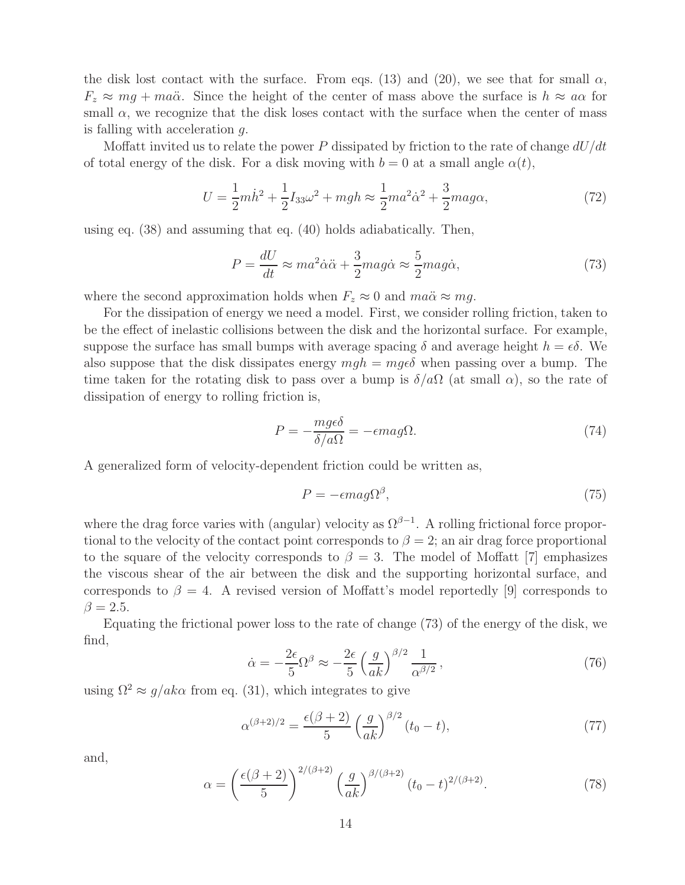the disk lost contact with the surface. From eqs. (13) and (20), we see that for small $\alpha$, $F_z \approx mg + ma\ddot{\alpha}$. Since the height of the center of mass above the surface is $h \approx a\alpha$ for small $\alpha$, we recognize that the disk loses contact with the surface when the center of mass is falling with acceleration $g$.

Moffatt invited us to relate the power $P$ dissipated by friction to the rate of change $dU/dt$ of total energy of the disk. For a disk moving with $b = 0$ at a small angle $\alpha(t)$,

$$U = \frac{1}{2}m\dot{h}^2 + \frac{1}{2}I_{33}\omega^2 + mgh \approx \frac{1}{2}ma^2\dot{\alpha}^2 + \frac{3}{2}mag\alpha, \tag{72}$$

using eq. (38) and assuming that eq. (40) holds adiabatically. Then,

$$P = \frac{dU}{dt} \approx ma^2\dot{\alpha}\ddot{\alpha} + \frac{3}{2}mag\dot{\alpha} \approx \frac{5}{2}mag\dot{\alpha}, \tag{73}$$

where the second approximation holds when $F_z \approx 0$ and $ma\ddot{\alpha} \approx mg$.

For the dissipation of energy we need a model. First, we consider rolling friction, taken to be the effect of inelastic collisions between the disk and the horizontal surface. For example, suppose the surface has small bumps with average spacing $\delta$ and average height $h = \epsilon\delta$. We also suppose that the disk dissipates energy $mgh = mg\epsilon\delta$ when passing over a bump. The time taken for the rotating disk to pass over a bump is $\delta/a\Omega$ (at small $\alpha$), so the rate of dissipation of energy to rolling friction is,

$$P = -\frac{mg\epsilon\delta}{\delta/a\Omega} = -\epsilon mag\Omega. \tag{74}$$

A generalized form of velocity-dependent friction could be written as,

$$P = -\epsilon mag\Omega^{\beta}, \tag{75}$$

where the drag force varies with (angular) velocity as $\Omega^{\beta-1}$. A rolling frictional force proportional to the velocity of the contact point corresponds to $\beta = 2$; an air drag force proportional to the square of the velocity corresponds to $\beta = 3$. The model of Moffatt [7] emphasizes the viscous shear of the air between the disk and the supporting horizontal surface, and corresponds to $\beta = 4$. A revised version of Moffatt's model reportedly [9] corresponds to $\beta = 2.5$.

Equating the frictional power loss to the rate of change (73) of the energy of the disk, we find,

$$\dot{\alpha} = -\frac{2\epsilon}{5}\Omega^{\beta} \approx -\frac{2\epsilon}{5}\left(\frac{g}{ak}\right)^{\beta/2}\frac{1}{\alpha^{\beta/2}}, \tag{76}$$

using $\Omega^2 \approx g/ak\alpha$ from eq. (31), which integrates to give

$$\alpha^{(\beta+2)/2} = \frac{\epsilon(\beta+2)}{5}\left(\frac{g}{ak}\right)^{\beta/2}(t_0 - t), \tag{77}$$

and,

$$\alpha = \left(\frac{\epsilon(\beta+2)}{5}\right)^{2/(\beta+2)}\left(\frac{g}{ak}\right)^{\beta/(\beta+2)}(t_0 - t)^{2/(\beta+2)}. \tag{78}$$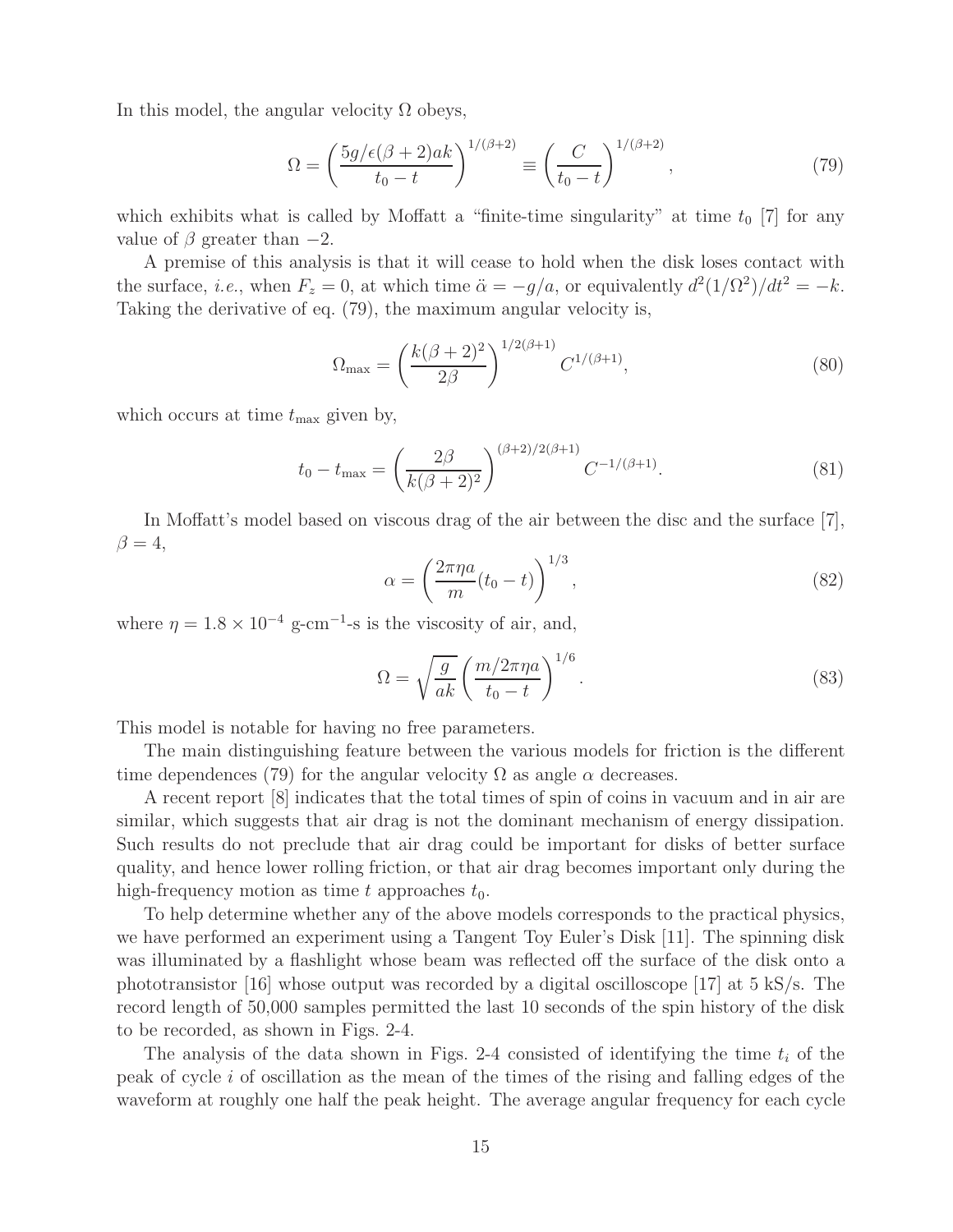In this model, the angular velocity $\Omega$ obeys,

$$\Omega = \left( \frac{5g/\epsilon(\beta+2)ak}{t_0 - t} \right)^{1/(\beta+2)} \equiv \left( \frac{C}{t_0 - t} \right)^{1/(\beta+2)}, \tag{79}$$

which exhibits what is called by Moffatt a "finite-time singularity" at time $t_0$ [7] for any value of $\beta$ greater than $-2$.

A premise of this analysis is that it will cease to hold when the disk loses contact with the surface, *i.e.*, when $F_z = 0$, at which time $\ddot{\alpha} = -g/a$, or equivalently $d^2(1/\Omega^2)/dt^2 = -k$. Taking the derivative of eq. (79), the maximum angular velocity is,

$$\Omega_{\rm max} = \left( \frac{k(\beta+2)^2}{2\beta} \right)^{1/2(\beta+1)} C^{1/(\beta+1)}, \tag{80}$$

which occurs at time $t_{\rm max}$ given by,

$$t_0 - t_{\rm max} = \left( \frac{2\beta}{k(\beta+2)^2} \right)^{(\beta+2)/2(\beta+1)} C^{-1/(\beta+1)}. \tag{81}$$

In Moffatt's model based on viscous drag of the air between the disc and the surface [7], $\beta = 4$,

$$\alpha = \left( \frac{2\pi\eta a}{m}(t_0 - t) \right)^{1/3}, \tag{82}$$

where $\eta = 1.8 \times 10^{-4}$ g-cm$^{-1}$-s is the viscosity of air, and,

$$\Omega = \sqrt{\frac{g}{ak}} \left( \frac{m/2\pi\eta a}{t_0 - t} \right)^{1/6}. \tag{83}$$

This model is notable for having no free parameters.

The main distinguishing feature between the various models for friction is the different time dependences (79) for the angular velocity $\Omega$ as angle $\alpha$ decreases.

A recent report [8] indicates that the total times of spin of coins in vacuum and in air are similar, which suggests that air drag is not the dominant mechanism of energy dissipation. Such results do not preclude that air drag could be important for disks of better surface quality, and hence lower rolling friction, or that air drag becomes important only during the high-frequency motion as time $t$ approaches $t_0$.

To help determine whether any of the above models corresponds to the practical physics, we have performed an experiment using a Tangent Toy Euler's Disk [11]. The spinning disk was illuminated by a flashlight whose beam was reflected off the surface of the disk onto a phototransistor [16] whose output was recorded by a digital oscilloscope [17] at 5 kS/s. The record length of 50,000 samples permitted the last 10 seconds of the spin history of the disk to be recorded, as shown in Figs. 2-4.

The analysis of the data shown in Figs. 2-4 consisted of identifying the time $t_i$ of the peak of cycle $i$ of oscillation as the mean of the times of the rising and falling edges of the waveform at roughly one half the peak height. The average angular frequency for each cycle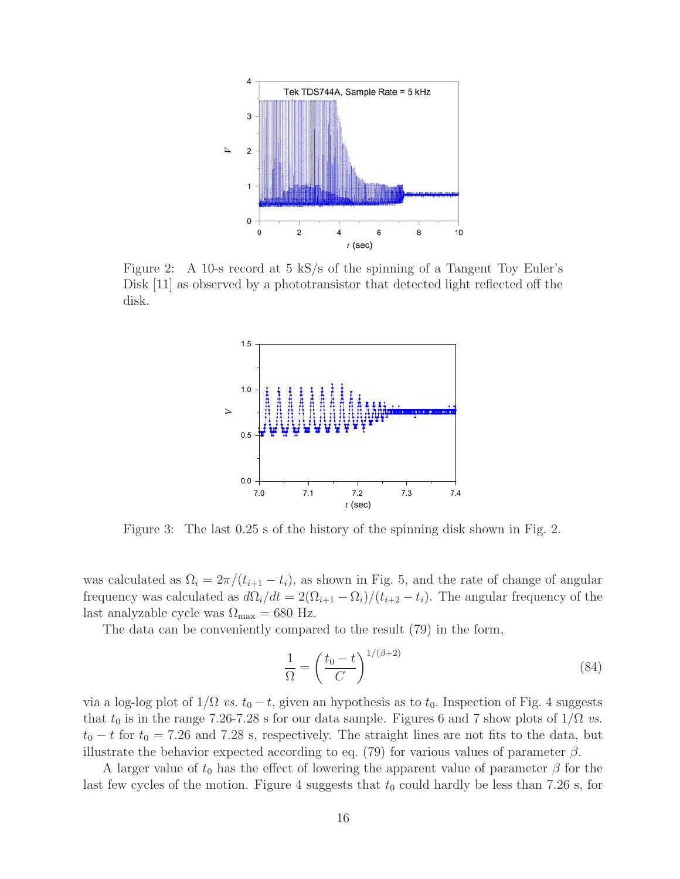Figure 2: A 10-s record at 5 kS/s of the spinning of a Tangent Toy Euler's Disk [11] as observed by a phototransistor that detected light reflected off the disk.

Figure 3: The last 0.25 s of the history of the spinning disk shown in Fig. 2.

was calculated as $\Omega_i = 2\pi/(t_{i+1} - t_i)$, as shown in Fig. 5, and the rate of change of angular frequency was calculated as $d\Omega_i/dt = 2(\Omega_{i+1} - \Omega_i)/(t_{i+2} - t_i)$. The angular frequency of the last analyzable cycle was $\Omega_{\max} = 680$ Hz.

The data can be conveniently compared to the result (79) in the form,

$$\frac{1}{\Omega} = \left(\frac{t_0 - t}{C}\right)^{1/(\beta+2)} \tag{84}$$

via a log-log plot of $1/\Omega$ *vs.* $t_0 - t$, given an hypothesis as to $t_0$. Inspection of Fig. 4 suggests that $t_0$ is in the range 7.26-7.28 s for our data sample. Figures 6 and 7 show plots of $1/\Omega$ *vs.* $t_0 - t$ for $t_0 = 7.26$ and 7.28 s, respectively. The straight lines are not fits to the data, but illustrate the behavior expected according to eq. (79) for various values of parameter $\beta$.

A larger value of $t_0$ has the effect of lowering the apparent value of parameter $\beta$ for the last few cycles of the motion. Figure 4 suggests that $t_0$ could hardly be less than 7.26 s, for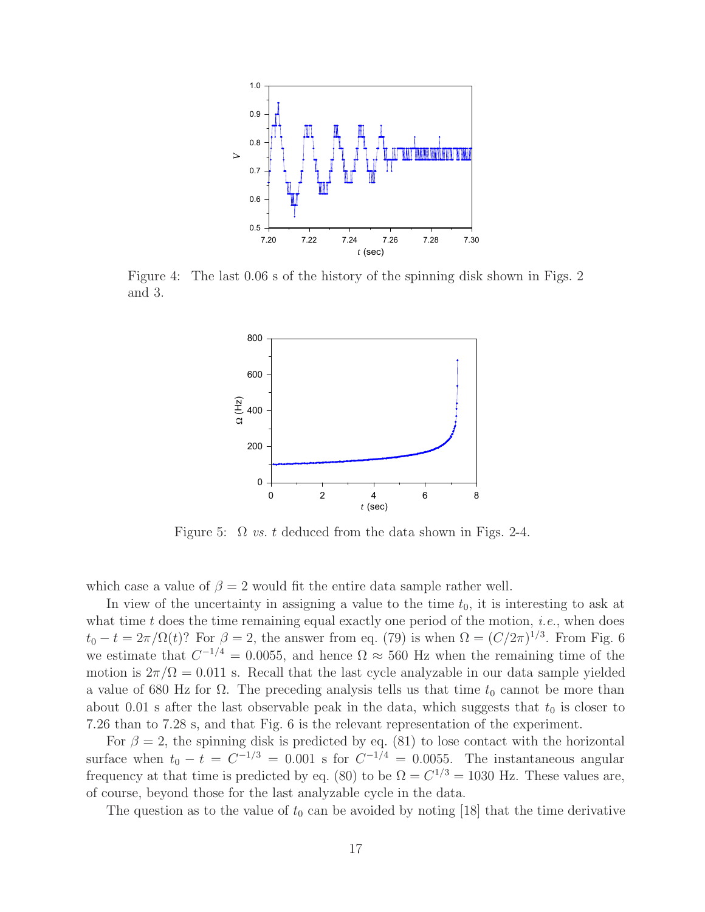Figure 4: The last 0.06 s of the history of the spinning disk shown in Figs. 2 and 3.

Figure 5: $\Omega$ *vs.* $t$ deduced from the data shown in Figs. 2-4.

which case a value of $\beta = 2$ would fit the entire data sample rather well.

In view of the uncertainty in assigning a value to the time $t_0$, it is interesting to ask at what time $t$ does the time remaining equal exactly one period of the motion, *i.e.*, when does $t_0 - t = 2\pi/\Omega(t)$? For $\beta = 2$, the answer from eq. (79) is when $\Omega = (C/2\pi)^{1/3}$. From Fig. 6 we estimate that $C^{-1/4} = 0.0055$, and hence $\Omega \approx 560$ Hz when the remaining time of the motion is $2\pi/\Omega = 0.011$ s. Recall that the last cycle analyzable in our data sample yielded a value of 680 Hz for $\Omega$. The preceding analysis tells us that time $t_0$ cannot be more than about 0.01 s after the last observable peak in the data, which suggests that $t_0$ is closer to 7.26 than to 7.28 s, and that Fig. 6 is the relevant representation of the experiment.

For $\beta = 2$, the spinning disk is predicted by eq. (81) to lose contact with the horizontal surface when $t_0 - t = C^{-1/3} = 0.001$ s for $C^{-1/4} = 0.0055$. The instantaneous angular frequency at that time is predicted by eq. (80) to be $\Omega = C^{1/3} = 1030$ Hz. These values are, of course, beyond those for the last analyzable cycle in the data.

The question as to the value of $t_0$ can be avoided by noting [18] that the time derivative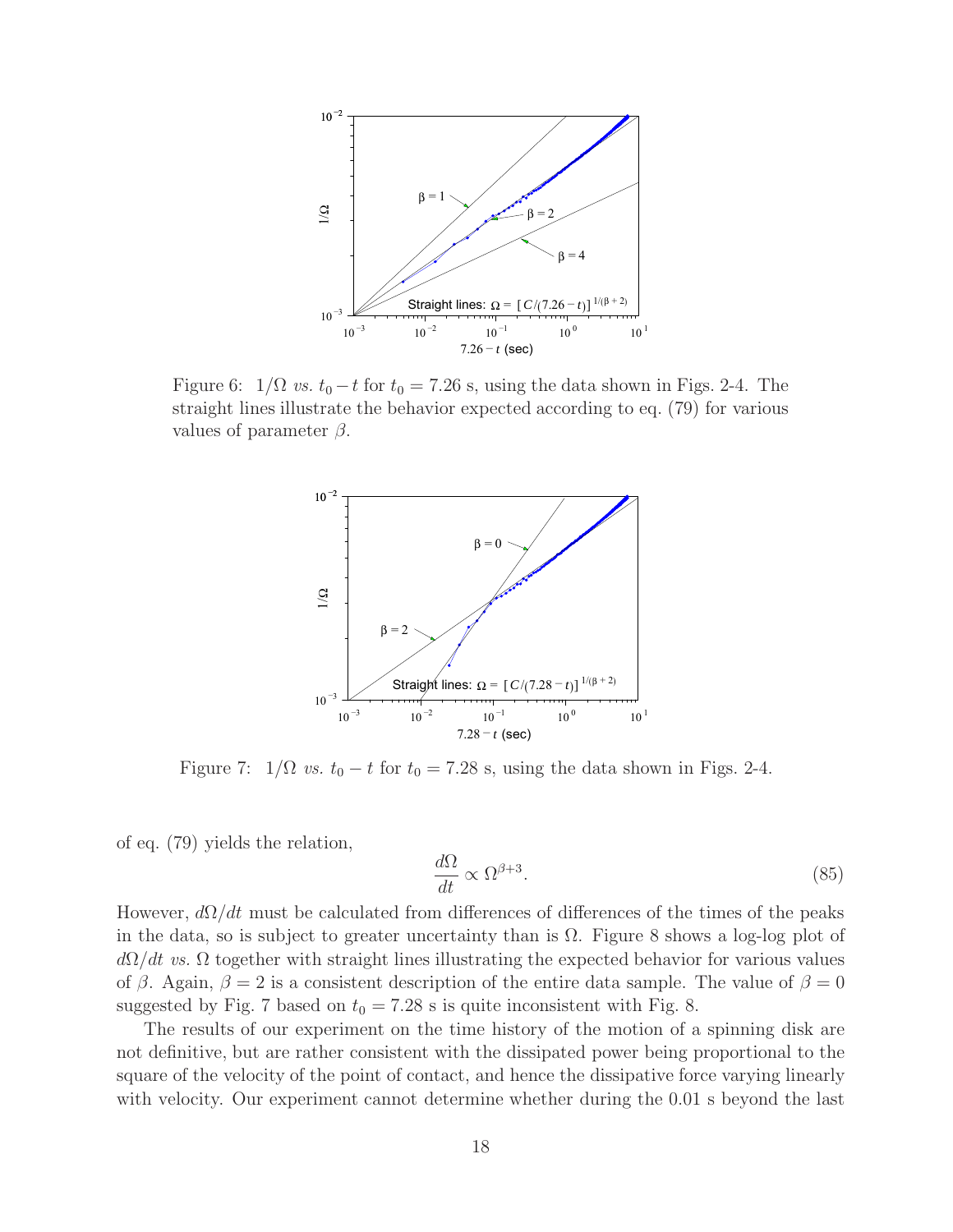Figure 6: $1/\Omega$ *vs.* $t_0 - t$ for $t_0 = 7.26$ s, using the data shown in Figs. 2-4. The straight lines illustrate the behavior expected according to eq. (79) for various values of parameter $\beta$.

Figure 7: $1/\Omega$ *vs.* $t_0 - t$ for $t_0 = 7.28$ s, using the data shown in Figs. 2-4.

of eq. (79) yields the relation,

$$\frac{d\Omega}{dt} \propto \Omega^{\beta+3}. \tag{85}$$

However, $d\Omega/dt$ must be calculated from differences of differences of the times of the peaks in the data, so is subject to greater uncertainty than is $\Omega$. Figure 8 shows a log-log plot of $d\Omega/dt$ *vs.* $\Omega$ together with straight lines illustrating the expected behavior for various values of $\beta$. Again, $\beta = 2$ is a consistent description of the entire data sample. The value of $\beta = 0$ suggested by Fig. 7 based on $t_0 = 7.28$ s is quite inconsistent with Fig. 8.

The results of our experiment on the time history of the motion of a spinning disk are not definitive, but are rather consistent with the dissipated power being proportional to the square of the velocity of the point of contact, and hence the dissipative force varying linearly with velocity. Our experiment cannot determine whether during the 0.01 s beyond the last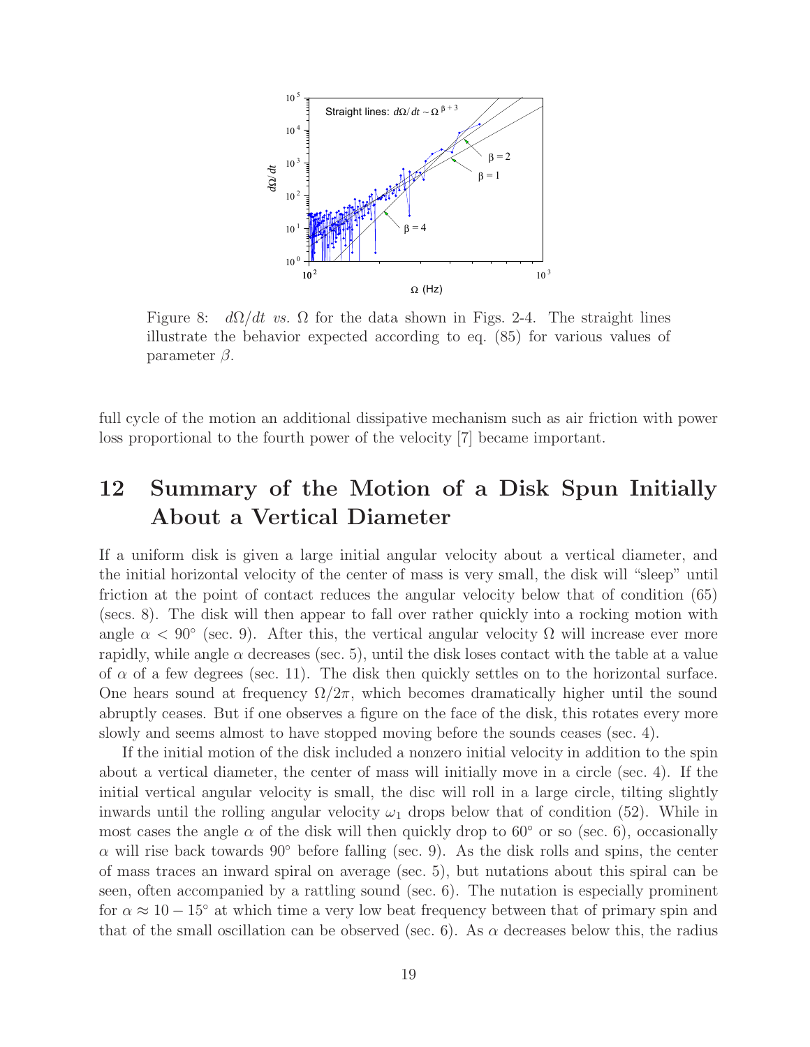Figure 8: $d\Omega/dt$ *vs.* $\Omega$ for the data shown in Figs. 2-4. The straight lines illustrate the behavior expected according to eq. (85) for various values of parameter $\beta$.

full cycle of the motion an additional dissipative mechanism such as air friction with power loss proportional to the fourth power of the velocity [7] became important.

## 12 Summary of the Motion of a Disk Spun Initially About a Vertical Diameter

If a uniform disk is given a large initial angular velocity about a vertical diameter, and the initial horizontal velocity of the center of mass is very small, the disk will "sleep" until friction at the point of contact reduces the angular velocity below that of condition (65) (secs. 8). The disk will then appear to fall over rather quickly into a rocking motion with angle $\alpha < 90^\circ$ (sec. 9). After this, the vertical angular velocity $\Omega$ will increase ever more rapidly, while angle $\alpha$ decreases (sec. 5), until the disk loses contact with the table at a value of $\alpha$ of a few degrees (sec. 11). The disk then quickly settles on to the horizontal surface. One hears sound at frequency $\Omega/2\pi$, which becomes dramatically higher until the sound abruptly ceases. But if one observes a figure on the face of the disk, this rotates every more slowly and seems almost to have stopped moving before the sounds ceases (sec. 4).

If the initial motion of the disk included a nonzero initial velocity in addition to the spin about a vertical diameter, the center of mass will initially move in a circle (sec. 4). If the initial vertical angular velocity is small, the disc will roll in a large circle, tilting slightly inwards until the rolling angular velocity $\omega_1$ drops below that of condition (52). While in most cases the angle $\alpha$ of the disk will then quickly drop to $60^\circ$ or so (sec. 6), occasionally $\alpha$ will rise back towards $90^\circ$ before falling (sec. 9). As the disk rolls and spins, the center of mass traces an inward spiral on average (sec. 5), but nutations about this spiral can be seen, often accompanied by a rattling sound (sec. 6). The nutation is especially prominent for $\alpha \approx 10 - 15^\circ$ at which time a very low beat frequency between that of primary spin and that of the small oscillation can be observed (sec. 6). As $\alpha$ decreases below this, the radius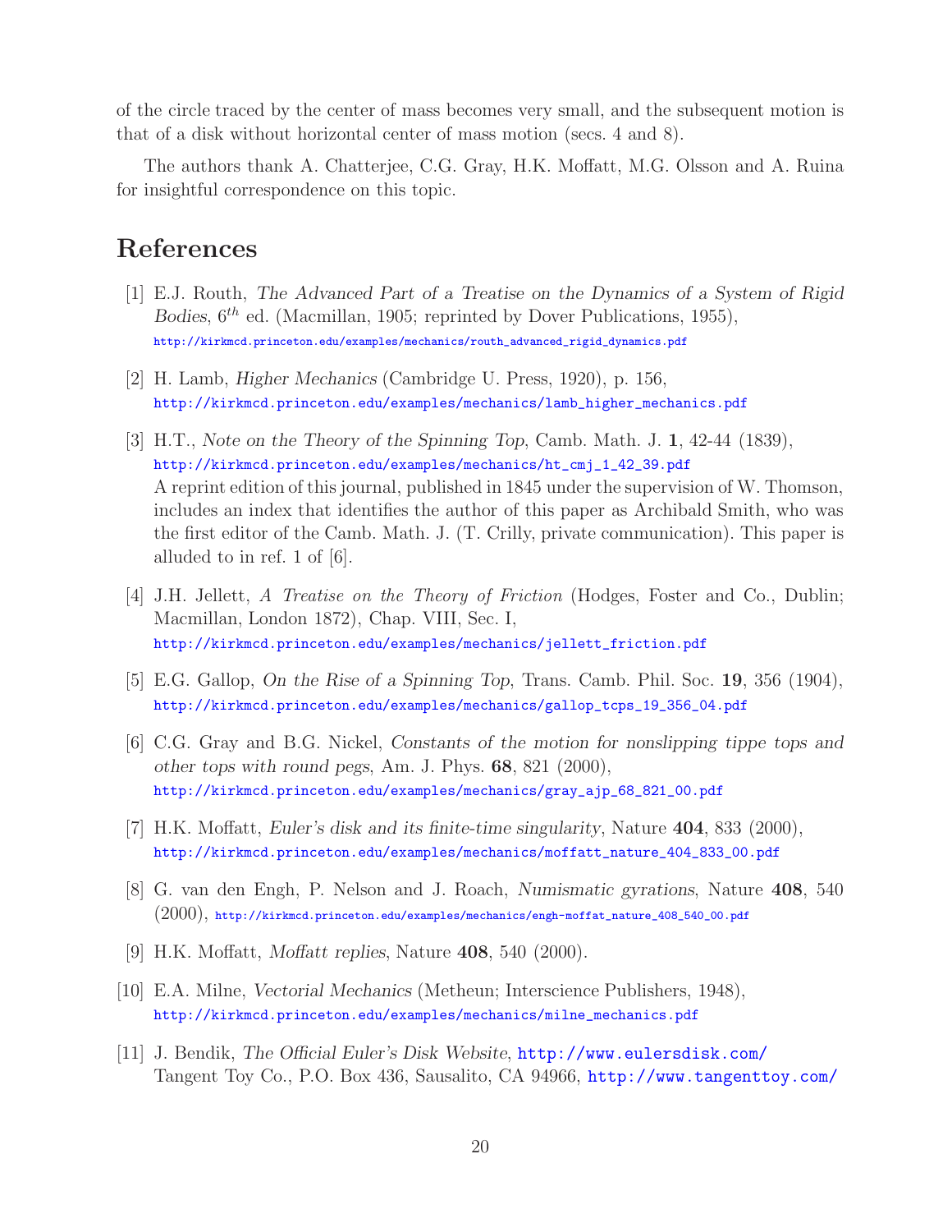of the circle traced by the center of mass becomes very small, and the subsequent motion is that of a disk without horizontal center of mass motion (secs. 4 and 8).

The authors thank A. Chatterjee, C.G. Gray, H.K. Moffatt, M.G. Olsson and A. Ruina for insightful correspondence on this topic.

# References

[1] E.J. Routh, *The Advanced Part of a Treatise on the Dynamics of a System of Rigid Bodies*, $6^{th}$ ed. (Macmillan, 1905; reprinted by Dover Publications, 1955), http://kirkmcd.princeton.edu/examples/mechanics/routh_advanced_rigid_dynamics.pdf

[2] H. Lamb, *Higher Mechanics* (Cambridge U. Press, 1920), p. 156, http://kirkmcd.princeton.edu/examples/mechanics/lamb_higher_mechanics.pdf

[3] H.T., *Note on the Theory of the Spinning Top*, Camb. Math. J. **1**, 42-44 (1839), http://kirkmcd.princeton.edu/examples/mechanics/ht_cmj_1_42_39.pdf
A reprint edition of this journal, published in 1845 under the supervision of W. Thomson, includes an index that identifies the author of this paper as Archibald Smith, who was the first editor of the Camb. Math. J. (T. Crilly, private communication). This paper is alluded to in ref. 1 of [6].

[4] J.H. Jellett, *A Treatise on the Theory of Friction* (Hodges, Foster and Co., Dublin; Macmillan, London 1872), Chap. VIII, Sec. I, http://kirkmcd.princeton.edu/examples/mechanics/jellett_friction.pdf

[5] E.G. Gallop, *On the Rise of a Spinning Top*, Trans. Camb. Phil. Soc. **19**, 356 (1904), http://kirkmcd.princeton.edu/examples/mechanics/gallop_tcps_19_356_04.pdf

[6] C.G. Gray and B.G. Nickel, *Constants of the motion for nonslipping tippe tops and other tops with round pegs*, Am. J. Phys. **68**, 821 (2000), http://kirkmcd.princeton.edu/examples/mechanics/gray_ajp_68_821_00.pdf

[7] H.K. Moffatt, *Euler's disk and its finite-time singularity*, Nature **404**, 833 (2000), http://kirkmcd.princeton.edu/examples/mechanics/moffatt_nature_404_833_00.pdf

[8] G. van den Engh, P. Nelson and J. Roach, *Numismatic gyrations*, Nature **408**, 540 (2000), http://kirkmcd.princeton.edu/examples/mechanics/engh-moffat_nature_408_540_00.pdf

[9] H.K. Moffatt, *Moffatt replies*, Nature **408**, 540 (2000).

[10] E.A. Milne, *Vectorial Mechanics* (Metheun; Interscience Publishers, 1948), http://kirkmcd.princeton.edu/examples/mechanics/milne_mechanics.pdf

[11] J. Bendik, *The Official Euler's Disk Website*, http://www.eulersdisk.com/
Tangent Toy Co., P.O. Box 436, Sausalito, CA 94966, http://www.tangenttoy.com/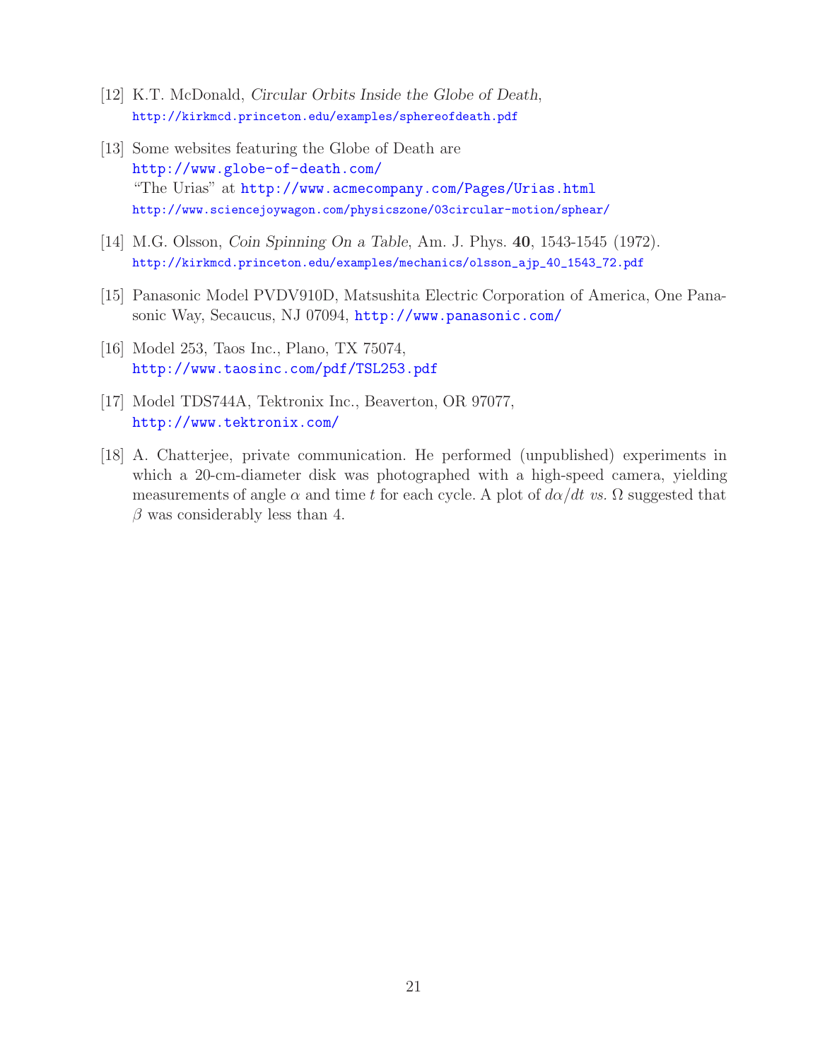[12] K.T. McDonald, *Circular Orbits Inside the Globe of Death*,
http://kirkmcd.princeton.edu/examples/sphereofdeath.pdf

[13] Some websites featuring the Globe of Death are
http://www.globe-of-death.com/
"The Urias" at http://www.acmecompany.com/Pages/Urias.html
http://www.sciencejoywagon.com/physicszone/03circular-motion/sphear/

[14] M.G. Olsson, *Coin Spinning On a Table*, Am. J. Phys. **40**, 1543-1545 (1972).
http://kirkmcd.princeton.edu/examples/mechanics/olsson_ajp_40_1543_72.pdf

[15] Panasonic Model PVDV910D, Matsushita Electric Corporation of America, One Panasonic Way, Secaucus, NJ 07094, http://www.panasonic.com/

[16] Model 253, Taos Inc., Plano, TX 75074,
http://www.taosinc.com/pdf/TSL253.pdf

[17] Model TDS744A, Tektronix Inc., Beaverton, OR 97077,
http://www.tektronix.com/

[18] A. Chatterjee, private communication. He performed (unpublished) experiments in which a 20-cm-diameter disk was photographed with a high-speed camera, yielding measurements of angle $\alpha$ and time $t$ for each cycle. A plot of $d\alpha/dt$ *vs.* $\Omega$ suggested that $\beta$ was considerably less than 4.